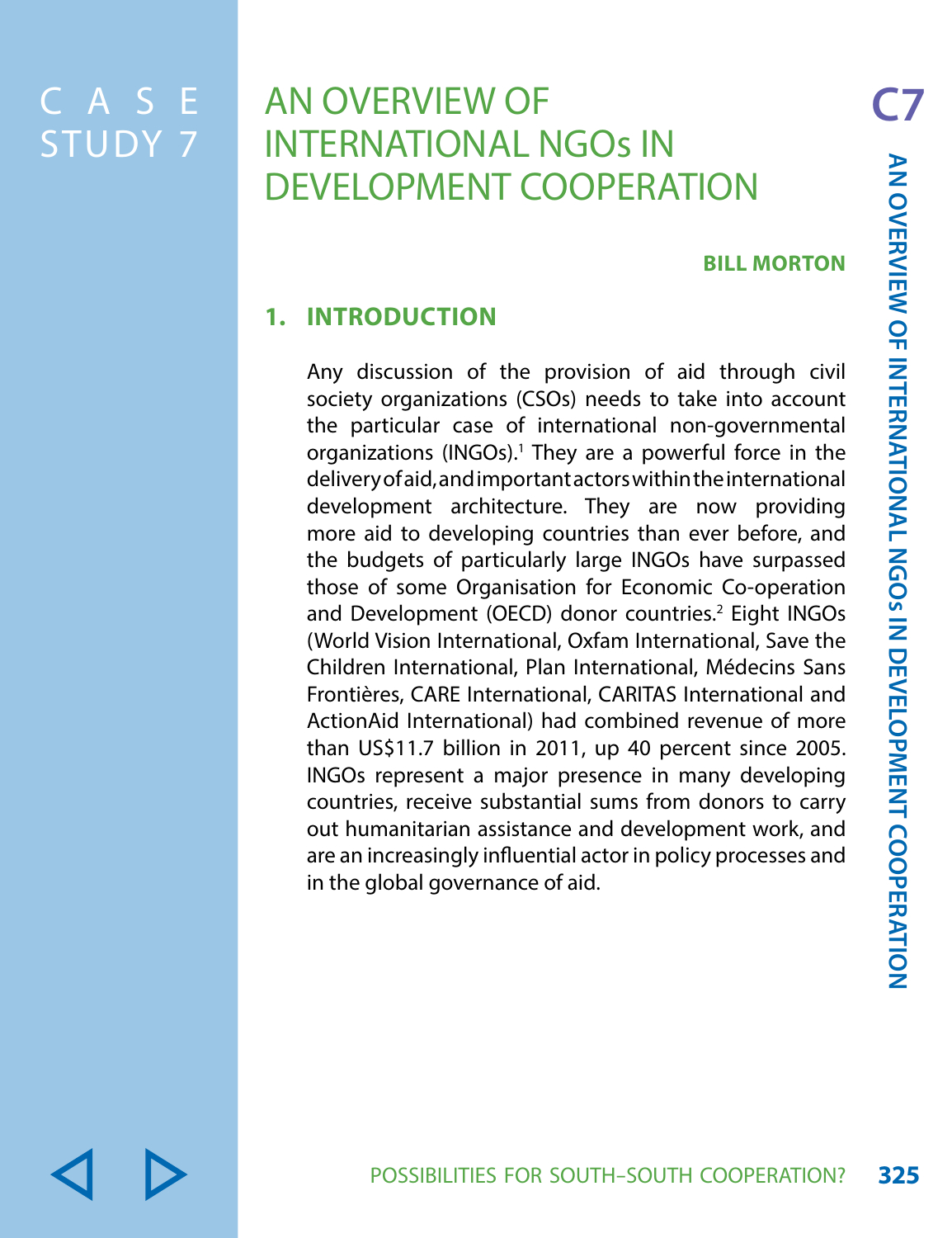# CASE STUDY 7

# AN OVERVIEW OF INTERNATIONAL NGOs IN DEVELOPMENT COOPERATION

**BILL MORTON**

## 1. INTRODUCTION

Any discussion of the provision of aid through civil society organizations (CSOs) needs to take into account the particular case of international non-governmental organizations (INGOs).[1] They are a powerful force in the delivery of aid, and important actors within the international development architecture. They are now providing more aid to developing countries than ever before, and the budgets of particularly large INGOs have surpassed those of some Organisation for Economic Co-operation and Development (OECD) donor countries.[2] Eight INGOs (World Vision International, Oxfam International, Save the Children International, Plan International, Médecins Sans Frontières, CARE International, CARITAS International and ActionAid International) had combined revenue of more than US$11.7 billion in 2011, up 40 percent since 2005. INGOs represent a major presence in many developing countries, receive substantial sums from donors to carry out humanitarian assistance and development work, and are an increasingly influential actor in policy processes and in the global governance of aid.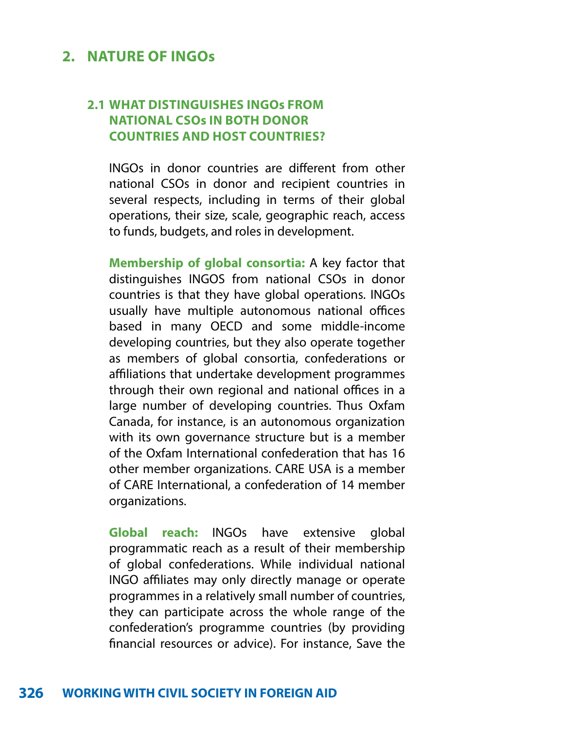## 2. NATURE OF INGOs

### 2.1 WHAT DISTINGUISHES INGOs FROM NATIONAL CSOs IN BOTH DONOR COUNTRIES AND HOST COUNTRIES?

INGOs in donor countries are different from other national CSOs in donor and recipient countries in several respects, including in terms of their global operations, their size, scale, geographic reach, access to funds, budgets, and roles in development.

**Membership of global consortia:** A key factor that distinguishes INGOS from national CSOs in donor countries is that they have global operations. INGOs usually have multiple autonomous national offices based in many OECD and some middle-income developing countries, but they also operate together as members of global consortia, confederations or affiliations that undertake development programmes through their own regional and national offices in a large number of developing countries. Thus Oxfam Canada, for instance, is an autonomous organization with its own governance structure but is a member of the Oxfam International confederation that has 16 other member organizations. CARE USA is a member of CARE International, a confederation of 14 member organizations.

**Global reach:** INGOs have extensive global programmatic reach as a result of their membership of global confederations. While individual national INGO affiliates may only directly manage or operate programmes in a relatively small number of countries, they can participate across the whole range of the confederation's programme countries (by providing financial resources or advice). For instance, Save the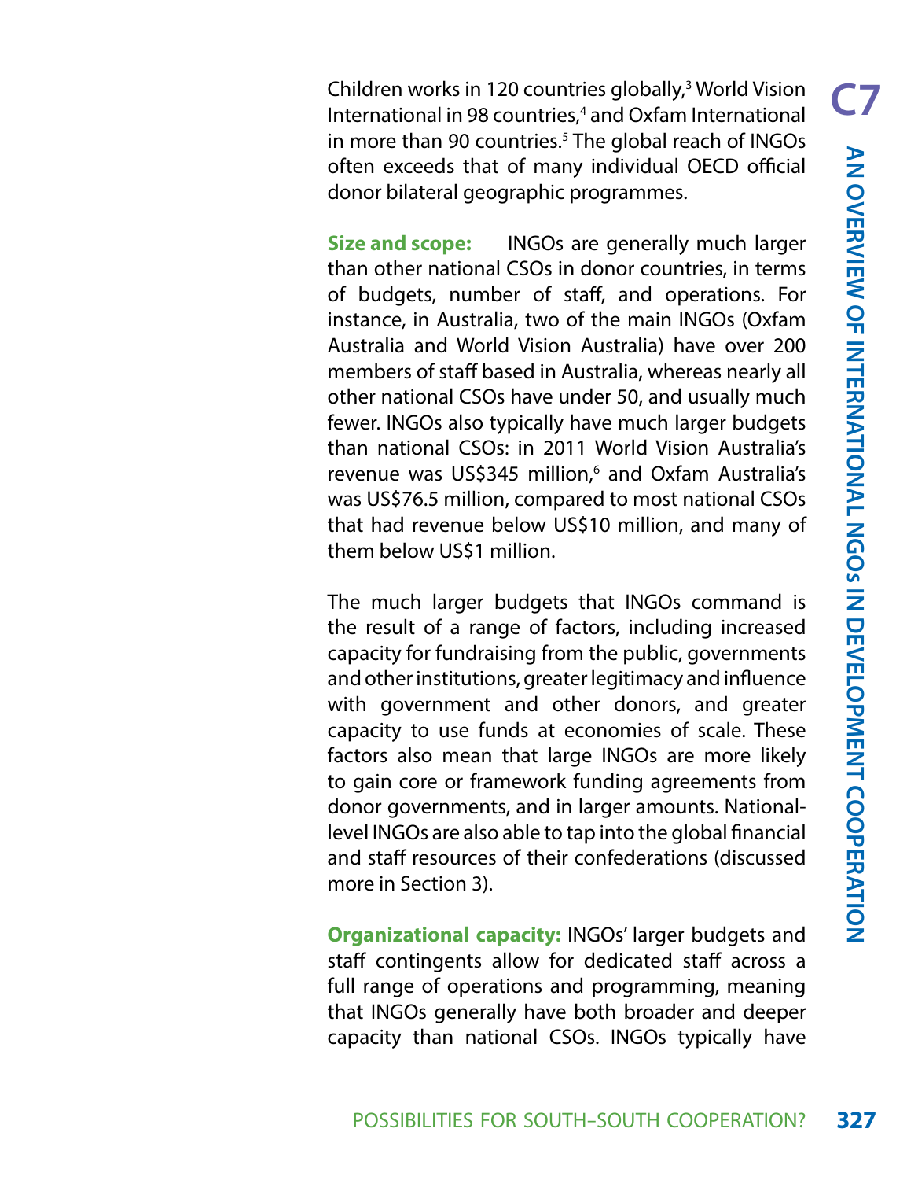Children works in 120 countries globally,[3] World Vision International in 98 countries,[4] and Oxfam International in more than 90 countries.[5] The global reach of INGOs often exceeds that of many individual OECD official donor bilateral geographic programmes.

**Size and scope:** INGOs are generally much larger than other national CSOs in donor countries, in terms of budgets, number of staff, and operations. For instance, in Australia, two of the main INGOs (Oxfam Australia and World Vision Australia) have over 200 members of staff based in Australia, whereas nearly all other national CSOs have under 50, and usually much fewer. INGOs also typically have much larger budgets than national CSOs: in 2011 World Vision Australia's revenue was US$345 million,[6] and Oxfam Australia's was US$76.5 million, compared to most national CSOs that had revenue below US$10 million, and many of them below US$1 million.

The much larger budgets that INGOs command is the result of a range of factors, including increased capacity for fundraising from the public, governments and other institutions, greater legitimacy and influence with government and other donors, and greater capacity to use funds at economies of scale. These factors also mean that large INGOs are more likely to gain core or framework funding agreements from donor governments, and in larger amounts. National-level INGOs are also able to tap into the global financial and staff resources of their confederations (discussed more in Section 3).

**Organizational capacity:** INGOs' larger budgets and staff contingents allow for dedicated staff across a full range of operations and programming, meaning that INGOs generally have both broader and deeper capacity than national CSOs. INGOs typically have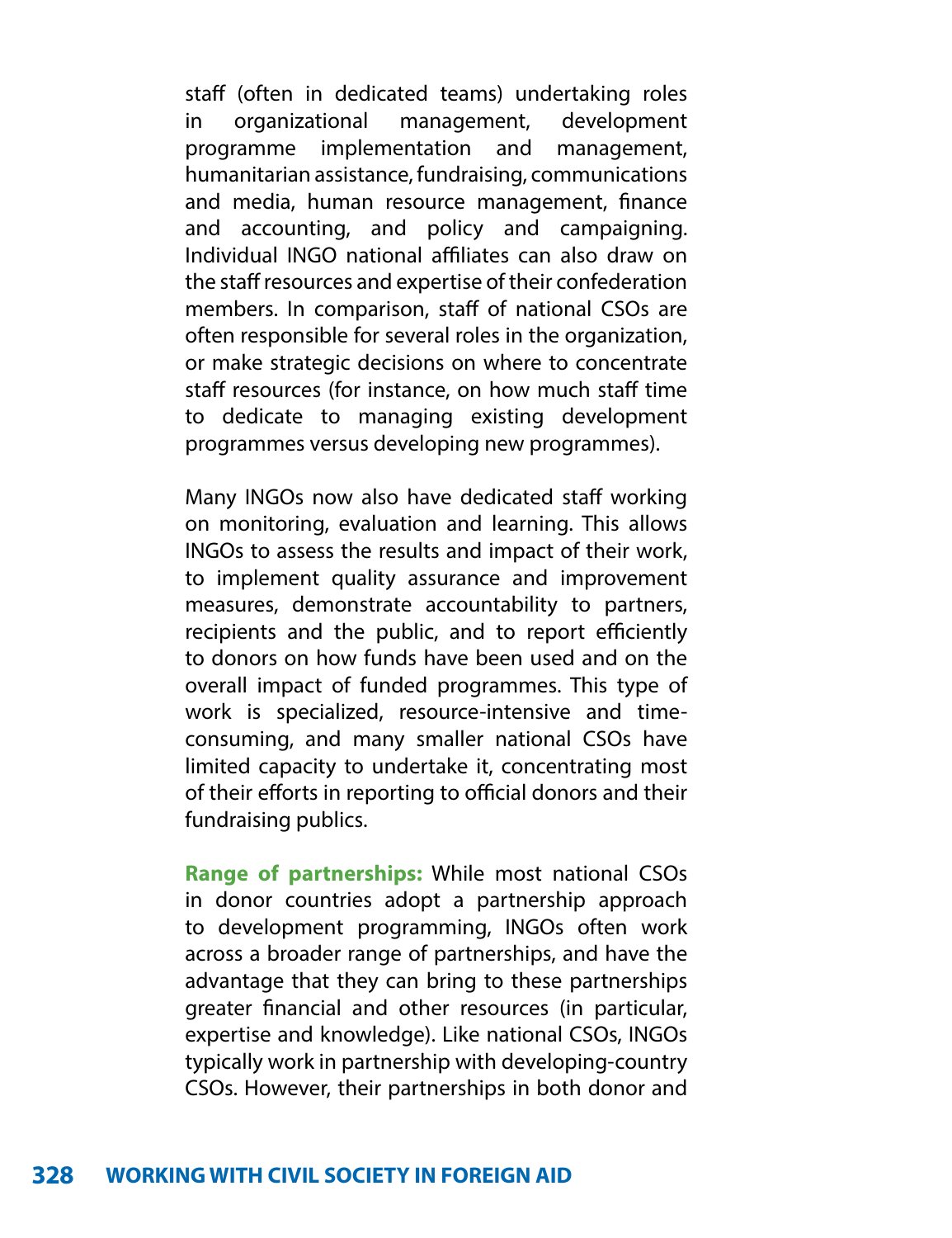staff (often in dedicated teams) undertaking roles in organizational management, development programme implementation and management, humanitarian assistance, fundraising, communications and media, human resource management, finance and accounting, and policy and campaigning. Individual INGO national affiliates can also draw on the staff resources and expertise of their confederation members. In comparison, staff of national CSOs are often responsible for several roles in the organization, or make strategic decisions on where to concentrate staff resources (for instance, on how much staff time to dedicate to managing existing development programmes versus developing new programmes).

Many INGOs now also have dedicated staff working on monitoring, evaluation and learning. This allows INGOs to assess the results and impact of their work, to implement quality assurance and improvement measures, demonstrate accountability to partners, recipients and the public, and to report efficiently to donors on how funds have been used and on the overall impact of funded programmes. This type of work is specialized, resource-intensive and time-consuming, and many smaller national CSOs have limited capacity to undertake it, concentrating most of their efforts in reporting to official donors and their fundraising publics.

**Range of partnerships:** While most national CSOs in donor countries adopt a partnership approach to development programming, INGOs often work across a broader range of partnerships, and have the advantage that they can bring to these partnerships greater financial and other resources (in particular, expertise and knowledge). Like national CSOs, INGOs typically work in partnership with developing-country CSOs. However, their partnerships in both donor and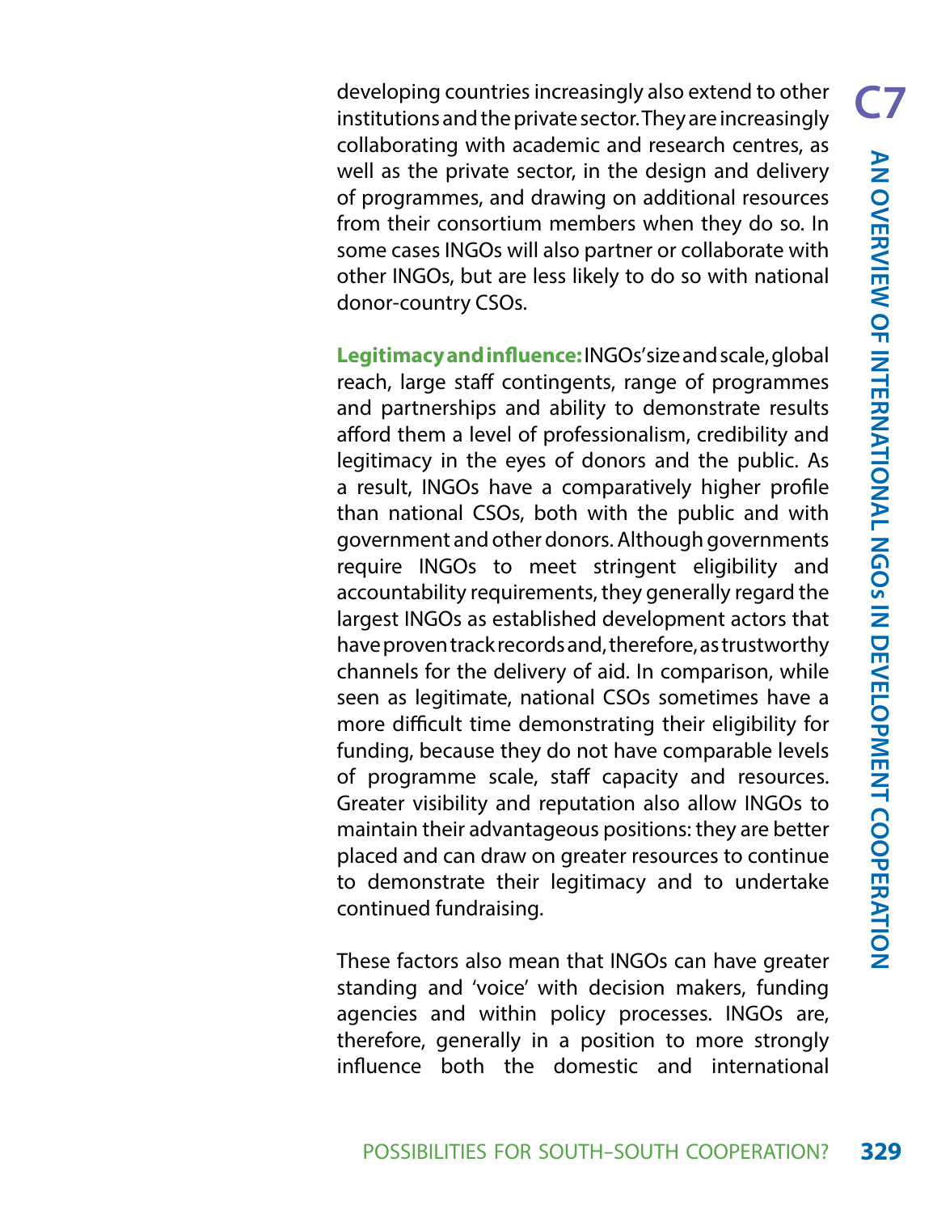developing countries increasingly also extend to other institutions and the private sector. They are increasingly collaborating with academic and research centres, as well as the private sector, in the design and delivery of programmes, and drawing on additional resources from their consortium members when they do so. In some cases INGOs will also partner or collaborate with other INGOs, but are less likely to do so with national donor-country CSOs.

**Legitimacy and influence:** INGOs' size and scale, global reach, large staff contingents, range of programmes and partnerships and ability to demonstrate results afford them a level of professionalism, credibility and legitimacy in the eyes of donors and the public. As a result, INGOs have a comparatively higher profile than national CSOs, both with the public and with government and other donors. Although governments require INGOs to meet stringent eligibility and accountability requirements, they generally regard the largest INGOs as established development actors that have proven track records and, therefore, as trustworthy channels for the delivery of aid. In comparison, while seen as legitimate, national CSOs sometimes have a more difficult time demonstrating their eligibility for funding, because they do not have comparable levels of programme scale, staff capacity and resources. Greater visibility and reputation also allow INGOs to maintain their advantageous positions: they are better placed and can draw on greater resources to continue to demonstrate their legitimacy and to undertake continued fundraising.

These factors also mean that INGOs can have greater standing and 'voice' with decision makers, funding agencies and within policy processes. INGOs are, therefore, generally in a position to more strongly influence both the domestic and international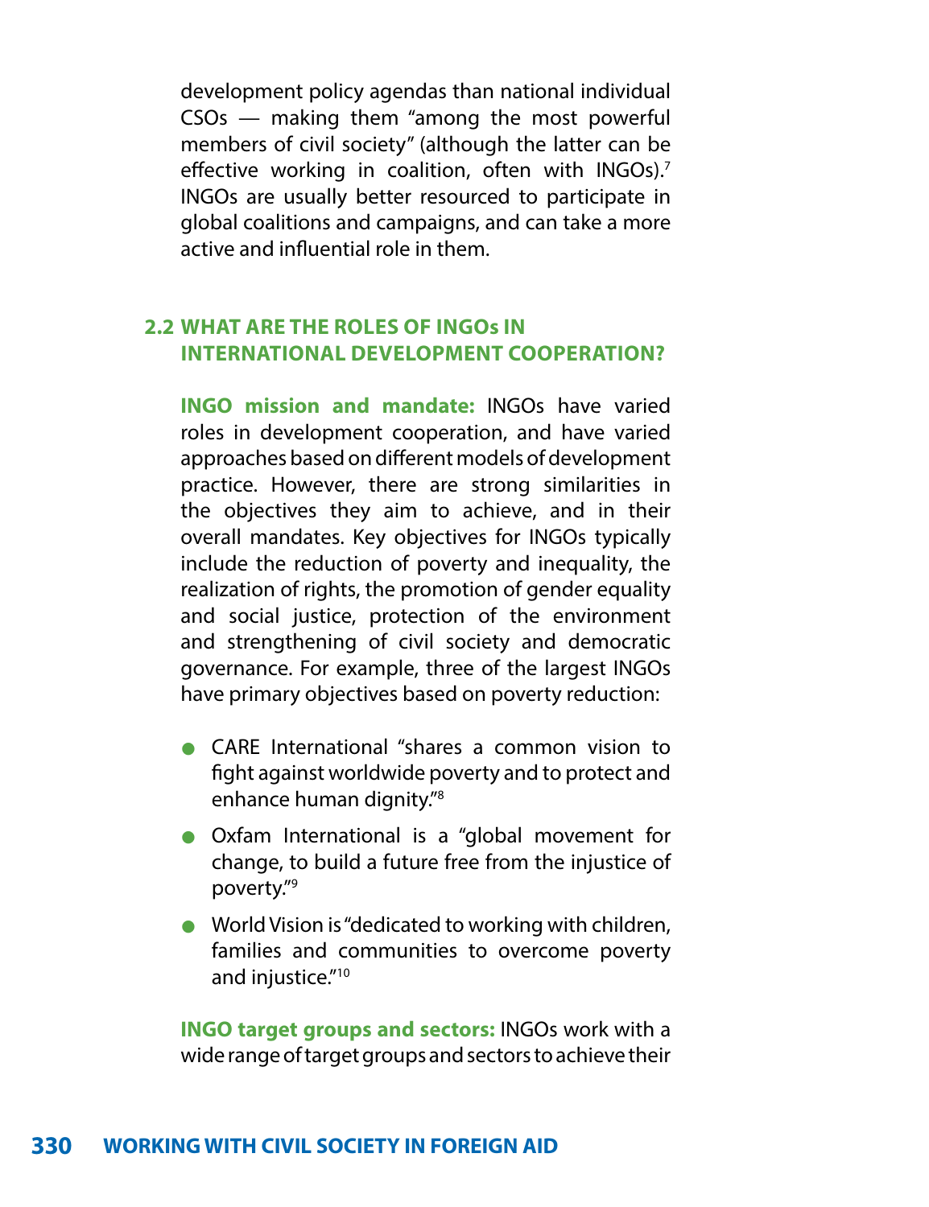development policy agendas than national individual CSOs — making them "among the most powerful members of civil society" (although the latter can be effective working in coalition, often with INGOs).[7] INGOs are usually better resourced to participate in global coalitions and campaigns, and can take a more active and influential role in them.

## 2.2 WHAT ARE THE ROLES OF INGOs IN INTERNATIONAL DEVELOPMENT COOPERATION?

**INGO mission and mandate:** INGOs have varied roles in development cooperation, and have varied approaches based on different models of development practice. However, there are strong similarities in the objectives they aim to achieve, and in their overall mandates. Key objectives for INGOs typically include the reduction of poverty and inequality, the realization of rights, the promotion of gender equality and social justice, protection of the environment and strengthening of civil society and democratic governance. For example, three of the largest INGOs have primary objectives based on poverty reduction:

- CARE International "shares a common vision to fight against worldwide poverty and to protect and enhance human dignity."[8]
- Oxfam International is a "global movement for change, to build a future free from the injustice of poverty."[9]
- World Vision is "dedicated to working with children, families and communities to overcome poverty and injustice."[10]

**INGO target groups and sectors:** INGOs work with a wide range of target groups and sectors to achieve their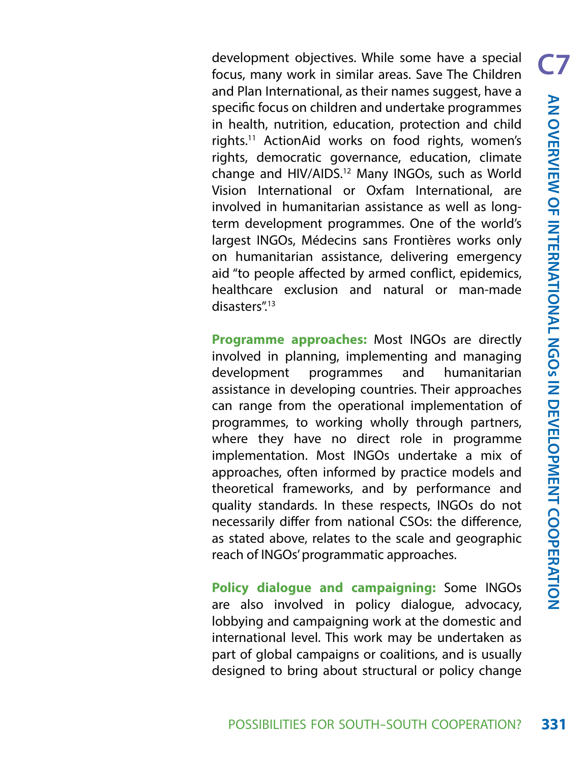development objectives. While some have a special focus, many work in similar areas. Save The Children and Plan International, as their names suggest, have a specific focus on children and undertake programmes in health, nutrition, education, protection and child rights.[11] ActionAid works on food rights, women's rights, democratic governance, education, climate change and HIV/AIDS.[12] Many INGOs, such as World Vision International or Oxfam International, are involved in humanitarian assistance as well as long-term development programmes. One of the world's largest INGOs, Médecins sans Frontières works only on humanitarian assistance, delivering emergency aid "to people affected by armed conflict, epidemics, healthcare exclusion and natural or man-made disasters".[13]

**Programme approaches:** Most INGOs are directly involved in planning, implementing and managing development programmes and humanitarian assistance in developing countries. Their approaches can range from the operational implementation of programmes, to working wholly through partners, where they have no direct role in programme implementation. Most INGOs undertake a mix of approaches, often informed by practice models and theoretical frameworks, and by performance and quality standards. In these respects, INGOs do not necessarily differ from national CSOs: the difference, as stated above, relates to the scale and geographic reach of INGOs' programmatic approaches.

**Policy dialogue and campaigning:** Some INGOs are also involved in policy dialogue, advocacy, lobbying and campaigning work at the domestic and international level. This work may be undertaken as part of global campaigns or coalitions, and is usually designed to bring about structural or policy change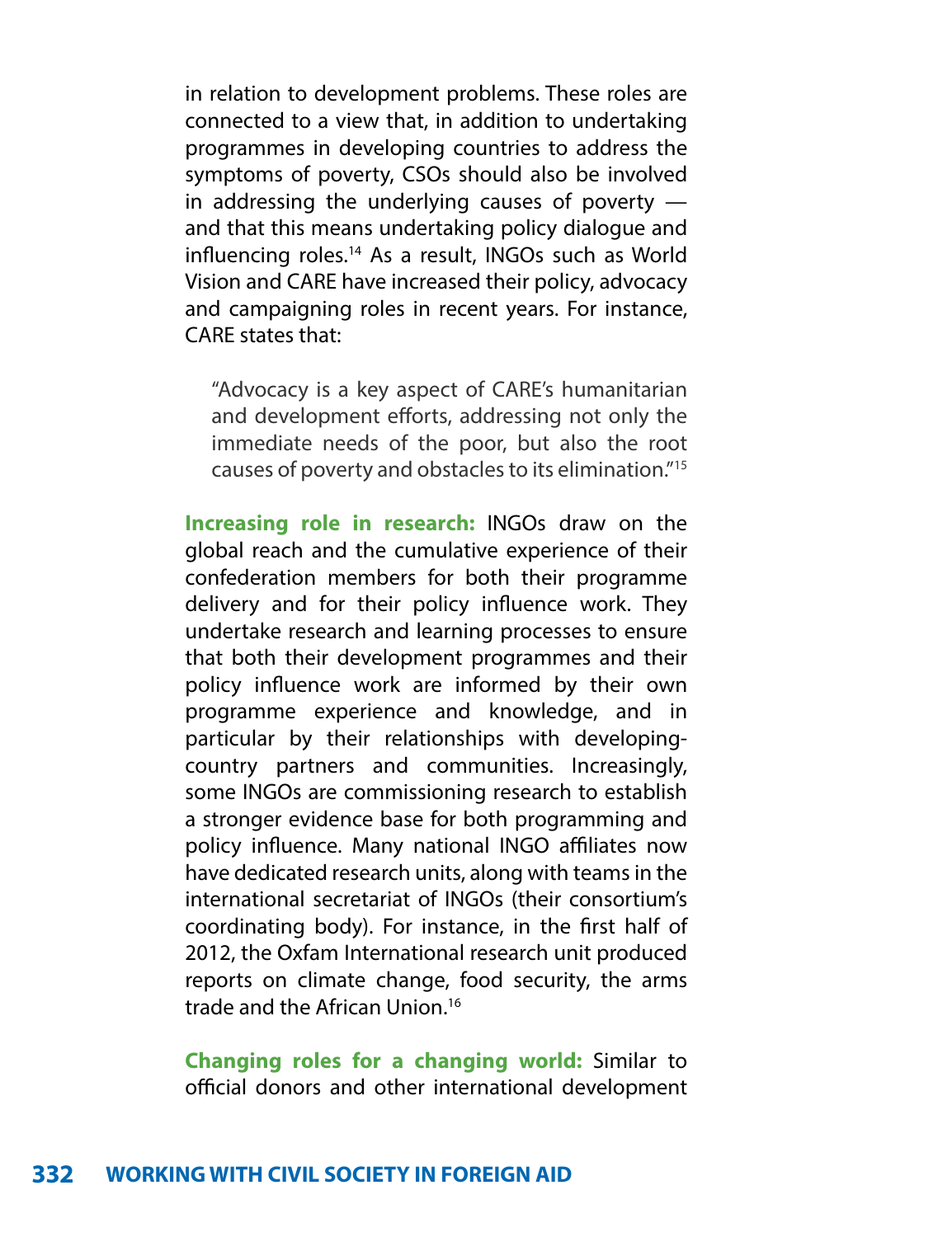in relation to development problems. These roles are connected to a view that, in addition to undertaking programmes in developing countries to address the symptoms of poverty, CSOs should also be involved in addressing the underlying causes of poverty — and that this means undertaking policy dialogue and influencing roles.[14] As a result, INGOs such as World Vision and CARE have increased their policy, advocacy and campaigning roles in recent years. For instance, CARE states that:

> "Advocacy is a key aspect of CARE's humanitarian and development efforts, addressing not only the immediate needs of the poor, but also the root causes of poverty and obstacles to its elimination."[15]

**Increasing role in research:** INGOs draw on the global reach and the cumulative experience of their confederation members for both their programme delivery and for their policy influence work. They undertake research and learning processes to ensure that both their development programmes and their policy influence work are informed by their own programme experience and knowledge, and in particular by their relationships with developing-country partners and communities. Increasingly, some INGOs are commissioning research to establish a stronger evidence base for both programming and policy influence. Many national INGO affiliates now have dedicated research units, along with teams in the international secretariat of INGOs (their consortium's coordinating body). For instance, in the first half of 2012, the Oxfam International research unit produced reports on climate change, food security, the arms trade and the African Union.[16]

**Changing roles for a changing world:** Similar to official donors and other international development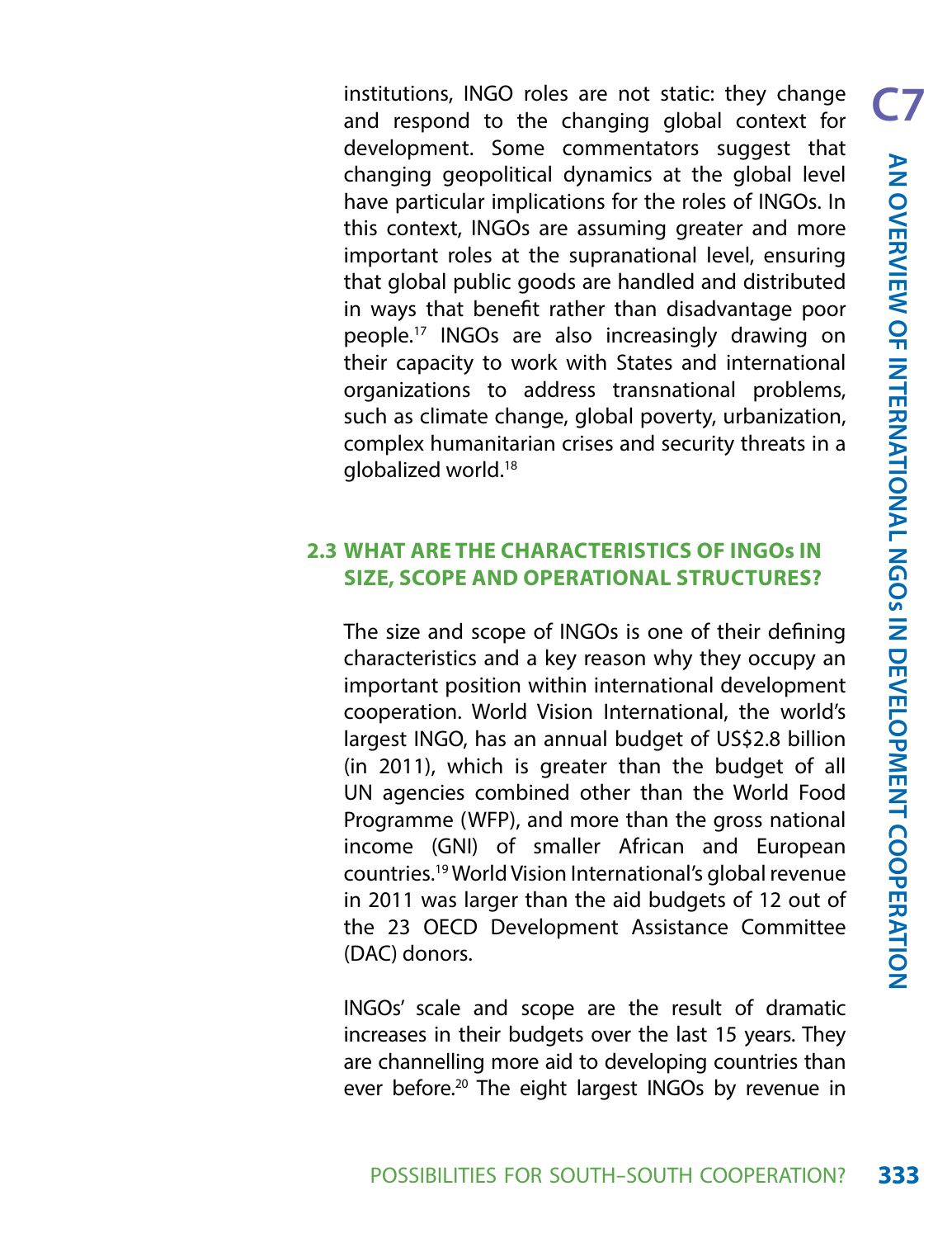institutions, INGO roles are not static: they change and respond to the changing global context for development. Some commentators suggest that changing geopolitical dynamics at the global level have particular implications for the roles of INGOs. In this context, INGOs are assuming greater and more important roles at the supranational level, ensuring that global public goods are handled and distributed in ways that benefit rather than disadvantage poor people.[17] INGOs are also increasingly drawing on their capacity to work with States and international organizations to address transnational problems, such as climate change, global poverty, urbanization, complex humanitarian crises and security threats in a globalized world.[18]

## 2.3 WHAT ARE THE CHARACTERISTICS OF INGOs IN SIZE, SCOPE AND OPERATIONAL STRUCTURES?

The size and scope of INGOs is one of their defining characteristics and a key reason why they occupy an important position within international development cooperation. World Vision International, the world's largest INGO, has an annual budget of US$2.8 billion (in 2011), which is greater than the budget of all UN agencies combined other than the World Food Programme (WFP), and more than the gross national income (GNI) of smaller African and European countries.[19] World Vision International's global revenue in 2011 was larger than the aid budgets of 12 out of the 23 OECD Development Assistance Committee (DAC) donors.

INGOs' scale and scope are the result of dramatic increases in their budgets over the last 15 years. They are channelling more aid to developing countries than ever before.[20] The eight largest INGOs by revenue in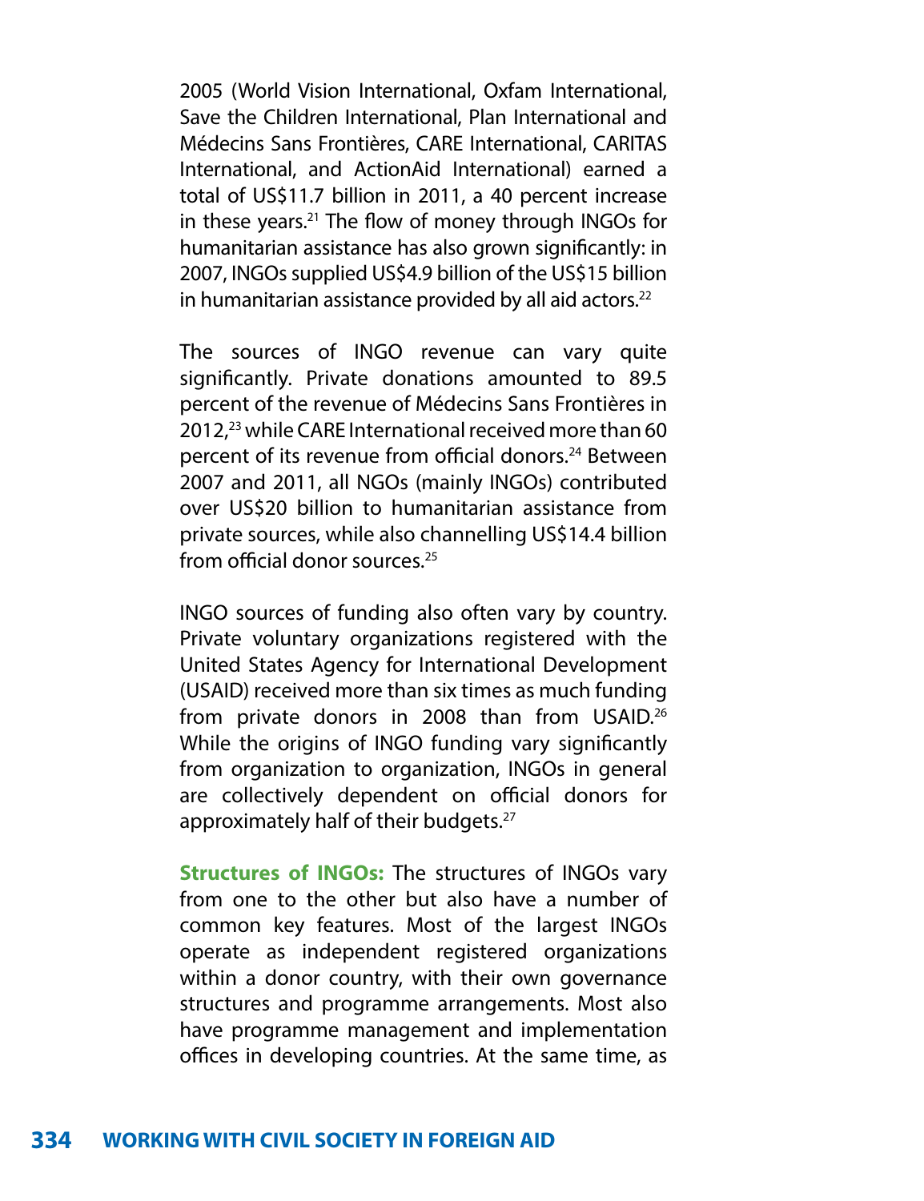2005 (World Vision International, Oxfam International, Save the Children International, Plan International and Médecins Sans Frontières, CARE International, CARITAS International, and ActionAid International) earned a total of US$11.7 billion in 2011, a 40 percent increase in these years.[21] The flow of money through INGOs for humanitarian assistance has also grown significantly: in 2007, INGOs supplied US$4.9 billion of the US$15 billion in humanitarian assistance provided by all aid actors.[22]

The sources of INGO revenue can vary quite significantly. Private donations amounted to 89.5 percent of the revenue of Médecins Sans Frontières in 2012,[23] while CARE International received more than 60 percent of its revenue from official donors.[24] Between 2007 and 2011, all NGOs (mainly INGOs) contributed over US$20 billion to humanitarian assistance from private sources, while also channelling US$14.4 billion from official donor sources.[25]

INGO sources of funding also often vary by country. Private voluntary organizations registered with the United States Agency for International Development (USAID) received more than six times as much funding from private donors in 2008 than from USAID.[26] While the origins of INGO funding vary significantly from organization to organization, INGOs in general are collectively dependent on official donors for approximately half of their budgets.[27]

**Structures of INGOs:** The structures of INGOs vary from one to the other but also have a number of common key features. Most of the largest INGOs operate as independent registered organizations within a donor country, with their own governance structures and programme arrangements. Most also have programme management and implementation offices in developing countries. At the same time, as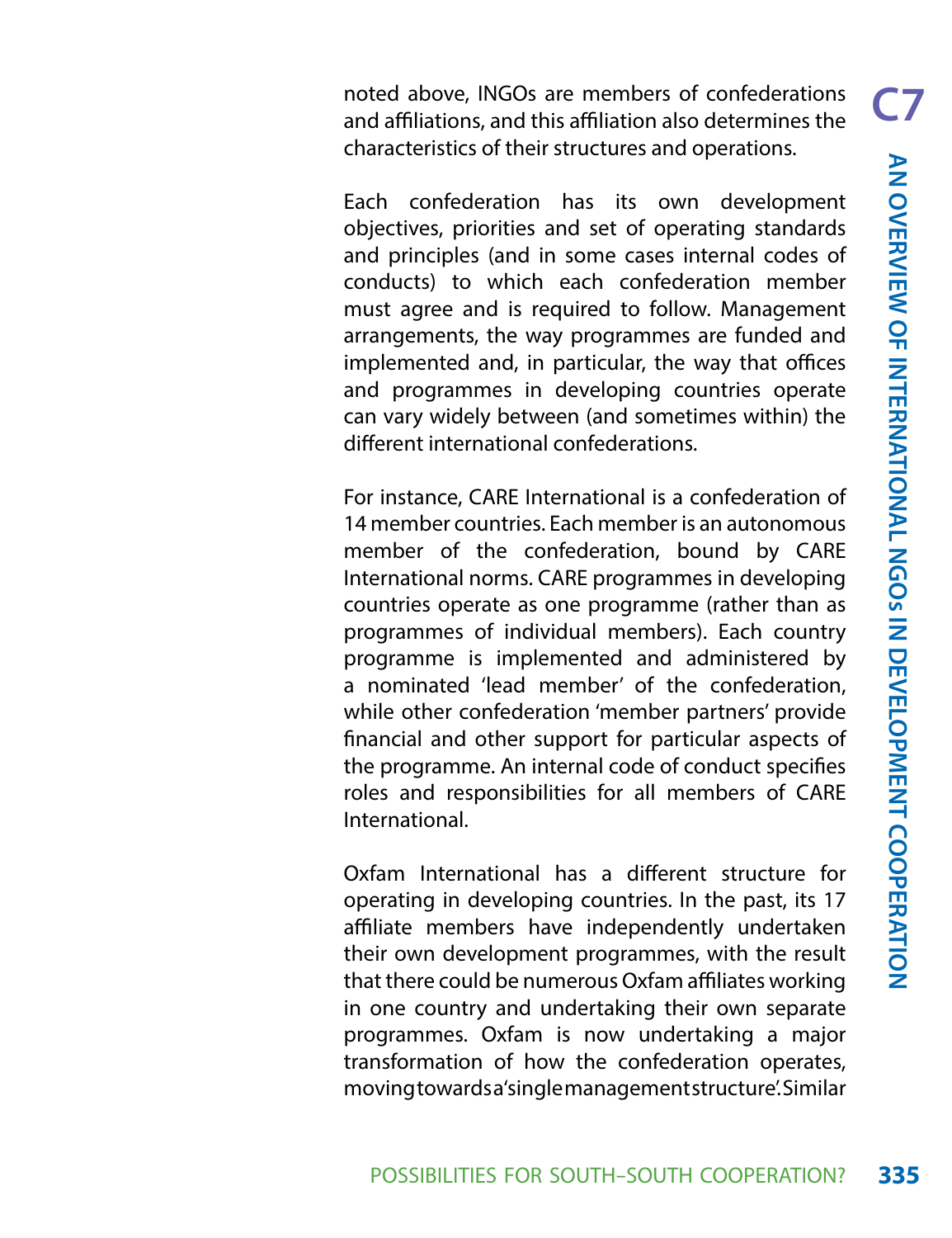noted above, INGOs are members of confederations and affiliations, and this affiliation also determines the characteristics of their structures and operations.

Each confederation has its own development objectives, priorities and set of operating standards and principles (and in some cases internal codes of conducts) to which each confederation member must agree and is required to follow. Management arrangements, the way programmes are funded and implemented and, in particular, the way that offices and programmes in developing countries operate can vary widely between (and sometimes within) the different international confederations.

For instance, CARE International is a confederation of 14 member countries. Each member is an autonomous member of the confederation, bound by CARE International norms. CARE programmes in developing countries operate as one programme (rather than as programmes of individual members). Each country programme is implemented and administered by a nominated 'lead member' of the confederation, while other confederation 'member partners' provide financial and other support for particular aspects of the programme. An internal code of conduct specifies roles and responsibilities for all members of CARE International.

Oxfam International has a different structure for operating in developing countries. In the past, its 17 affiliate members have independently undertaken their own development programmes, with the result that there could be numerous Oxfam affiliates working in one country and undertaking their own separate programmes. Oxfam is now undertaking a major transformation of how the confederation operates, moving towards a 'single management structure'. Similar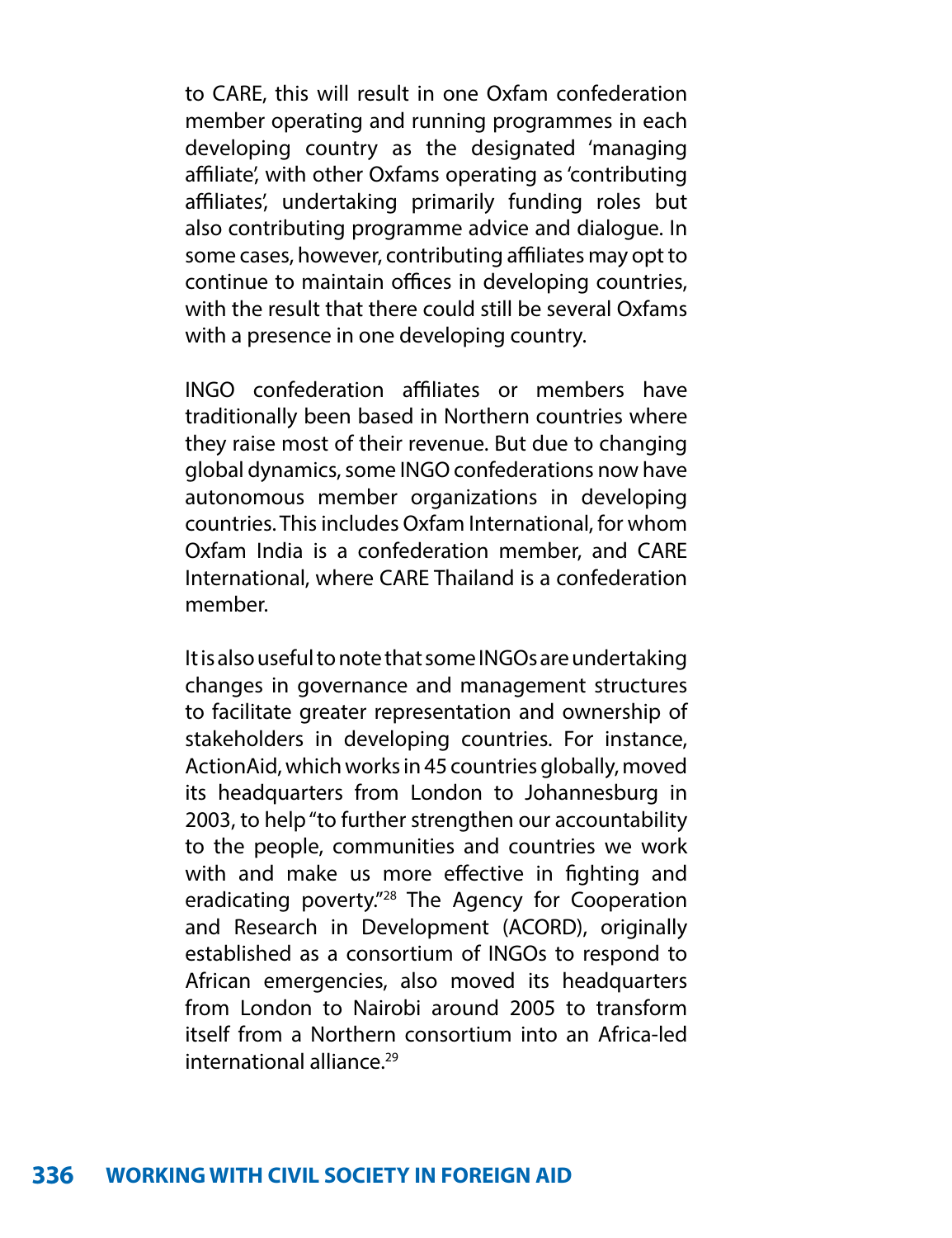to CARE, this will result in one Oxfam confederation member operating and running programmes in each developing country as the designated 'managing affiliate', with other Oxfams operating as 'contributing affiliates', undertaking primarily funding roles but also contributing programme advice and dialogue. In some cases, however, contributing affiliates may opt to continue to maintain offices in developing countries, with the result that there could still be several Oxfams with a presence in one developing country.

INGO confederation affiliates or members have traditionally been based in Northern countries where they raise most of their revenue. But due to changing global dynamics, some INGO confederations now have autonomous member organizations in developing countries. This includes Oxfam International, for whom Oxfam India is a confederation member, and CARE International, where CARE Thailand is a confederation member.

It is also useful to note that some INGOs are undertaking changes in governance and management structures to facilitate greater representation and ownership of stakeholders in developing countries. For instance, ActionAid, which works in 45 countries globally, moved its headquarters from London to Johannesburg in 2003, to help "to further strengthen our accountability to the people, communities and countries we work with and make us more effective in fighting and eradicating poverty."[28] The Agency for Cooperation and Research in Development (ACORD), originally established as a consortium of INGOs to respond to African emergencies, also moved its headquarters from London to Nairobi around 2005 to transform itself from a Northern consortium into an Africa-led international alliance.[29]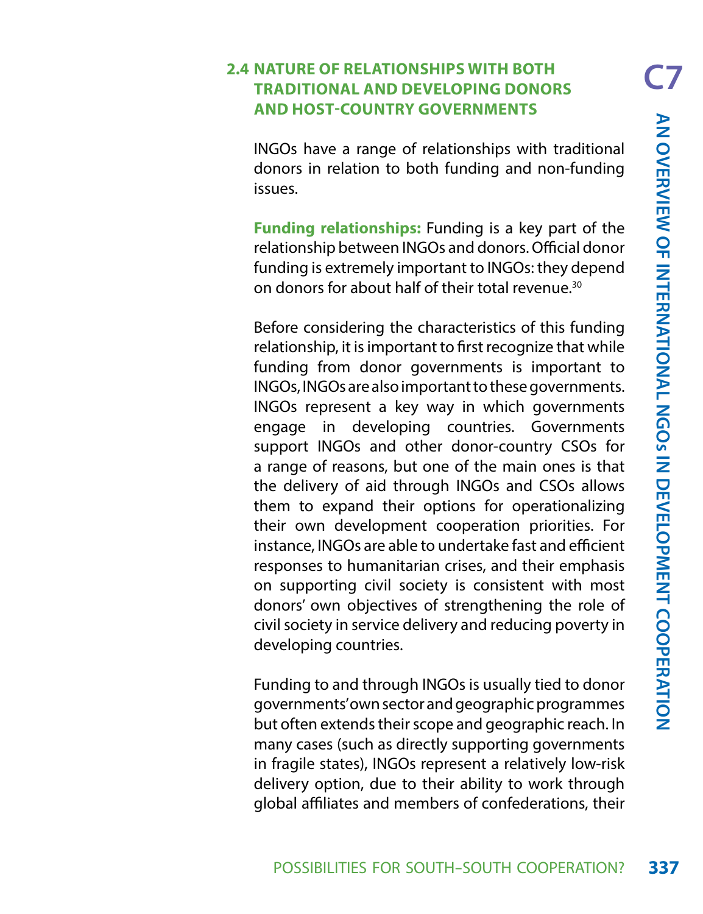## 2.4 NATURE OF RELATIONSHIPS WITH BOTH TRADITIONAL AND DEVELOPING DONORS AND HOST-COUNTRY GOVERNMENTS

INGOs have a range of relationships with traditional donors in relation to both funding and non-funding issues.

**Funding relationships:** Funding is a key part of the relationship between INGOs and donors. Official donor funding is extremely important to INGOs: they depend on donors for about half of their total revenue.[30]

Before considering the characteristics of this funding relationship, it is important to first recognize that while funding from donor governments is important to INGOs, INGOs are also important to these governments. INGOs represent a key way in which governments engage in developing countries. Governments support INGOs and other donor-country CSOs for a range of reasons, but one of the main ones is that the delivery of aid through INGOs and CSOs allows them to expand their options for operationalizing their own development cooperation priorities. For instance, INGOs are able to undertake fast and efficient responses to humanitarian crises, and their emphasis on supporting civil society is consistent with most donors' own objectives of strengthening the role of civil society in service delivery and reducing poverty in developing countries.

Funding to and through INGOs is usually tied to donor governments' own sector and geographic programmes but often extends their scope and geographic reach. In many cases (such as directly supporting governments in fragile states), INGOs represent a relatively low-risk delivery option, due to their ability to work through global affiliates and members of confederations, their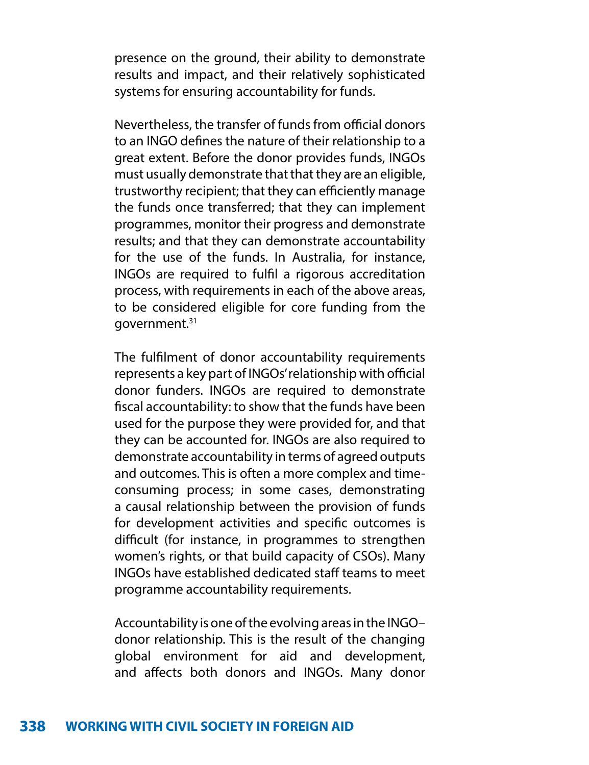presence on the ground, their ability to demonstrate results and impact, and their relatively sophisticated systems for ensuring accountability for funds.

Nevertheless, the transfer of funds from official donors to an INGO defines the nature of their relationship to a great extent. Before the donor provides funds, INGOs must usually demonstrate that that they are an eligible, trustworthy recipient; that they can efficiently manage the funds once transferred; that they can implement programmes, monitor their progress and demonstrate results; and that they can demonstrate accountability for the use of the funds. In Australia, for instance, INGOs are required to fulfil a rigorous accreditation process, with requirements in each of the above areas, to be considered eligible for core funding from the government.[31]

The fulfilment of donor accountability requirements represents a key part of INGOs' relationship with official donor funders. INGOs are required to demonstrate fiscal accountability: to show that the funds have been used for the purpose they were provided for, and that they can be accounted for. INGOs are also required to demonstrate accountability in terms of agreed outputs and outcomes. This is often a more complex and time-consuming process; in some cases, demonstrating a causal relationship between the provision of funds for development activities and specific outcomes is difficult (for instance, in programmes to strengthen women's rights, or that build capacity of CSOs). Many INGOs have established dedicated staff teams to meet programme accountability requirements.

Accountability is one of the evolving areas in the INGO–donor relationship. This is the result of the changing global environment for aid and development, and affects both donors and INGOs. Many donor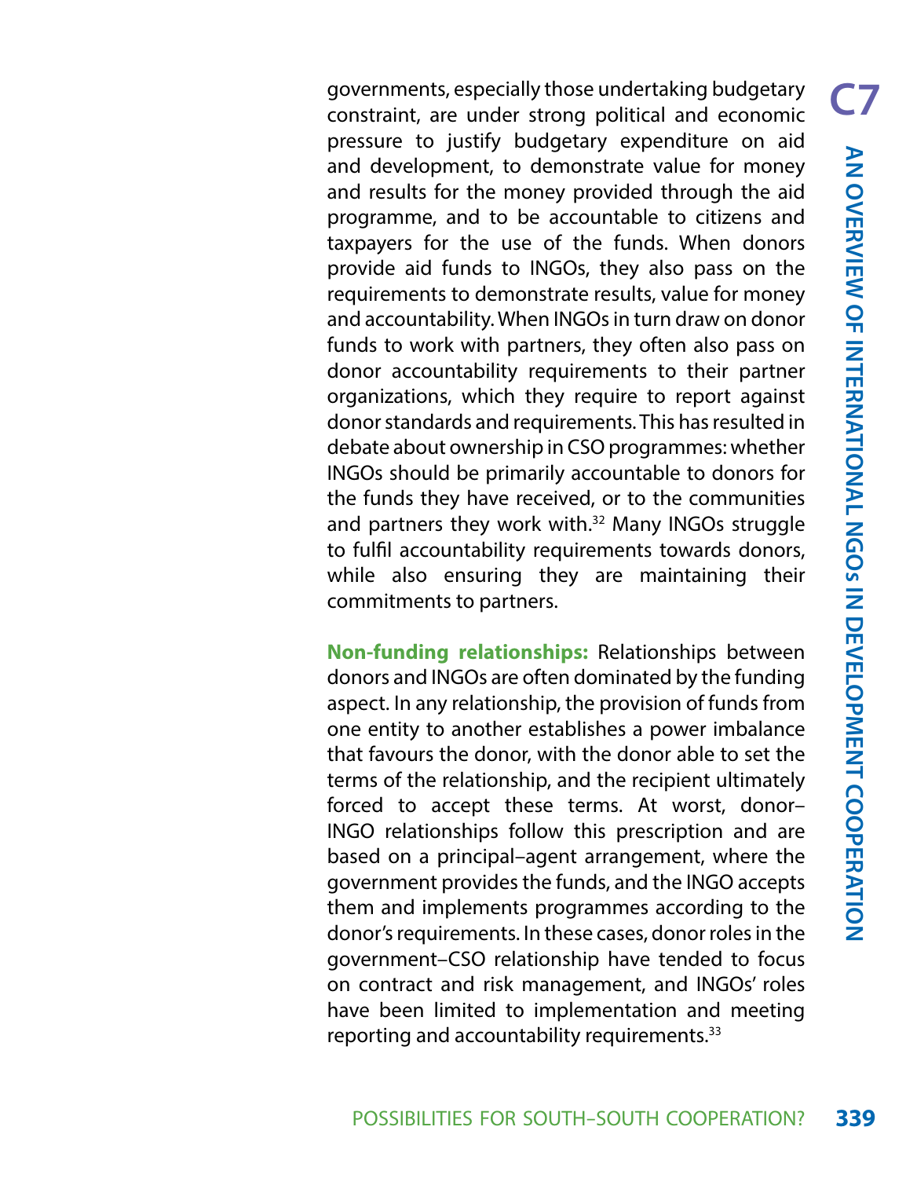governments, especially those undertaking budgetary constraint, are under strong political and economic pressure to justify budgetary expenditure on aid and development, to demonstrate value for money and results for the money provided through the aid programme, and to be accountable to citizens and taxpayers for the use of the funds. When donors provide aid funds to INGOs, they also pass on the requirements to demonstrate results, value for money and accountability. When INGOs in turn draw on donor funds to work with partners, they often also pass on donor accountability requirements to their partner organizations, which they require to report against donor standards and requirements. This has resulted in debate about ownership in CSO programmes: whether INGOs should be primarily accountable to donors for the funds they have received, or to the communities and partners they work with.[32] Many INGOs struggle to fulfil accountability requirements towards donors, while also ensuring they are maintaining their commitments to partners.

**Non-funding relationships:** Relationships between donors and INGOs are often dominated by the funding aspect. In any relationship, the provision of funds from one entity to another establishes a power imbalance that favours the donor, with the donor able to set the terms of the relationship, and the recipient ultimately forced to accept these terms. At worst, donor–INGO relationships follow this prescription and are based on a principal–agent arrangement, where the government provides the funds, and the INGO accepts them and implements programmes according to the donor's requirements. In these cases, donor roles in the government–CSO relationship have tended to focus on contract and risk management, and INGOs' roles have been limited to implementation and meeting reporting and accountability requirements.[33]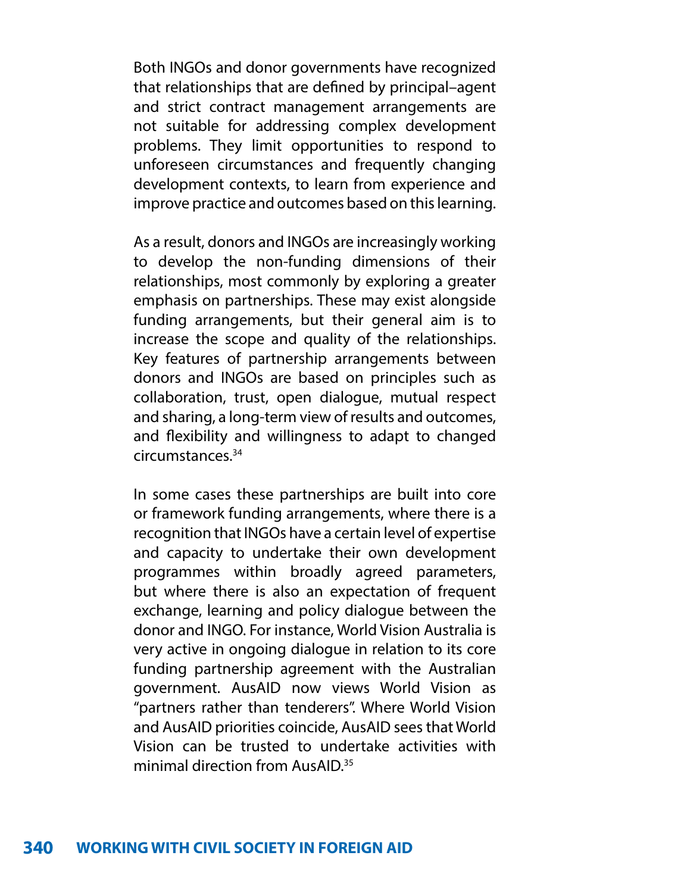Both INGOs and donor governments have recognized that relationships that are defined by principal–agent and strict contract management arrangements are not suitable for addressing complex development problems. They limit opportunities to respond to unforeseen circumstances and frequently changing development contexts, to learn from experience and improve practice and outcomes based on this learning.

As a result, donors and INGOs are increasingly working to develop the non-funding dimensions of their relationships, most commonly by exploring a greater emphasis on partnerships. These may exist alongside funding arrangements, but their general aim is to increase the scope and quality of the relationships. Key features of partnership arrangements between donors and INGOs are based on principles such as collaboration, trust, open dialogue, mutual respect and sharing, a long-term view of results and outcomes, and flexibility and willingness to adapt to changed circumstances.[34]

In some cases these partnerships are built into core or framework funding arrangements, where there is a recognition that INGOs have a certain level of expertise and capacity to undertake their own development programmes within broadly agreed parameters, but where there is also an expectation of frequent exchange, learning and policy dialogue between the donor and INGO. For instance, World Vision Australia is very active in ongoing dialogue in relation to its core funding partnership agreement with the Australian government. AusAID now views World Vision as "partners rather than tenderers". Where World Vision and AusAID priorities coincide, AusAID sees that World Vision can be trusted to undertake activities with minimal direction from AusAID.[35]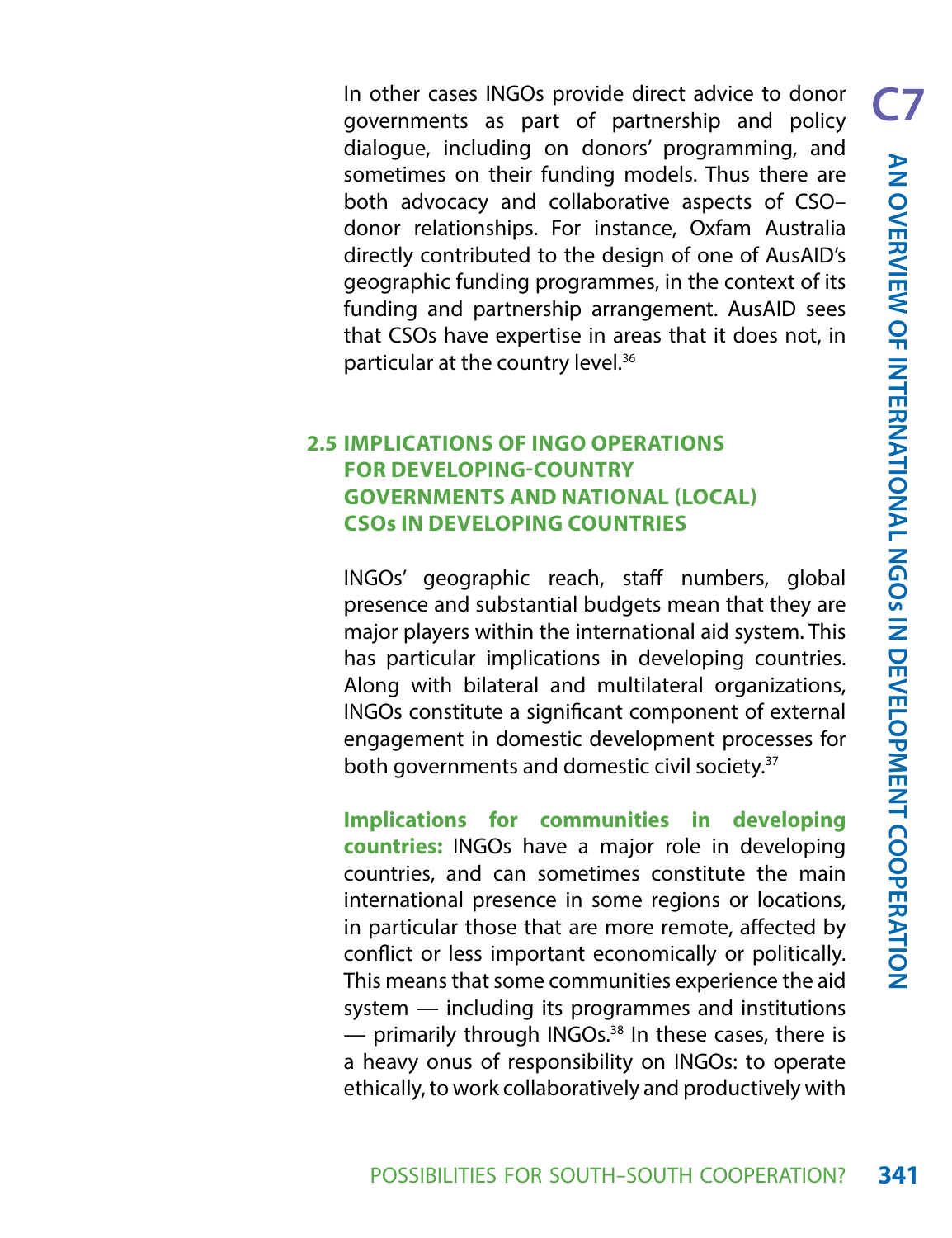In other cases INGOs provide direct advice to donor governments as part of partnership and policy dialogue, including on donors' programming, and sometimes on their funding models. Thus there are both advocacy and collaborative aspects of CSO–donor relationships. For instance, Oxfam Australia directly contributed to the design of one of AusAID's geographic funding programmes, in the context of its funding and partnership arrangement. AusAID sees that CSOs have expertise in areas that it does not, in particular at the country level.[36]

## 2.5 IMPLICATIONS OF INGO OPERATIONS FOR DEVELOPING-COUNTRY GOVERNMENTS AND NATIONAL (LOCAL) CSOs IN DEVELOPING COUNTRIES

INGOs' geographic reach, staff numbers, global presence and substantial budgets mean that they are major players within the international aid system. This has particular implications in developing countries. Along with bilateral and multilateral organizations, INGOs constitute a significant component of external engagement in domestic development processes for both governments and domestic civil society.[37]

**Implications for communities in developing countries:** INGOs have a major role in developing countries, and can sometimes constitute the main international presence in some regions or locations, in particular those that are more remote, affected by conflict or less important economically or politically. This means that some communities experience the aid system — including its programmes and institutions — primarily through INGOs.[38] In these cases, there is a heavy onus of responsibility on INGOs: to operate ethically, to work collaboratively and productively with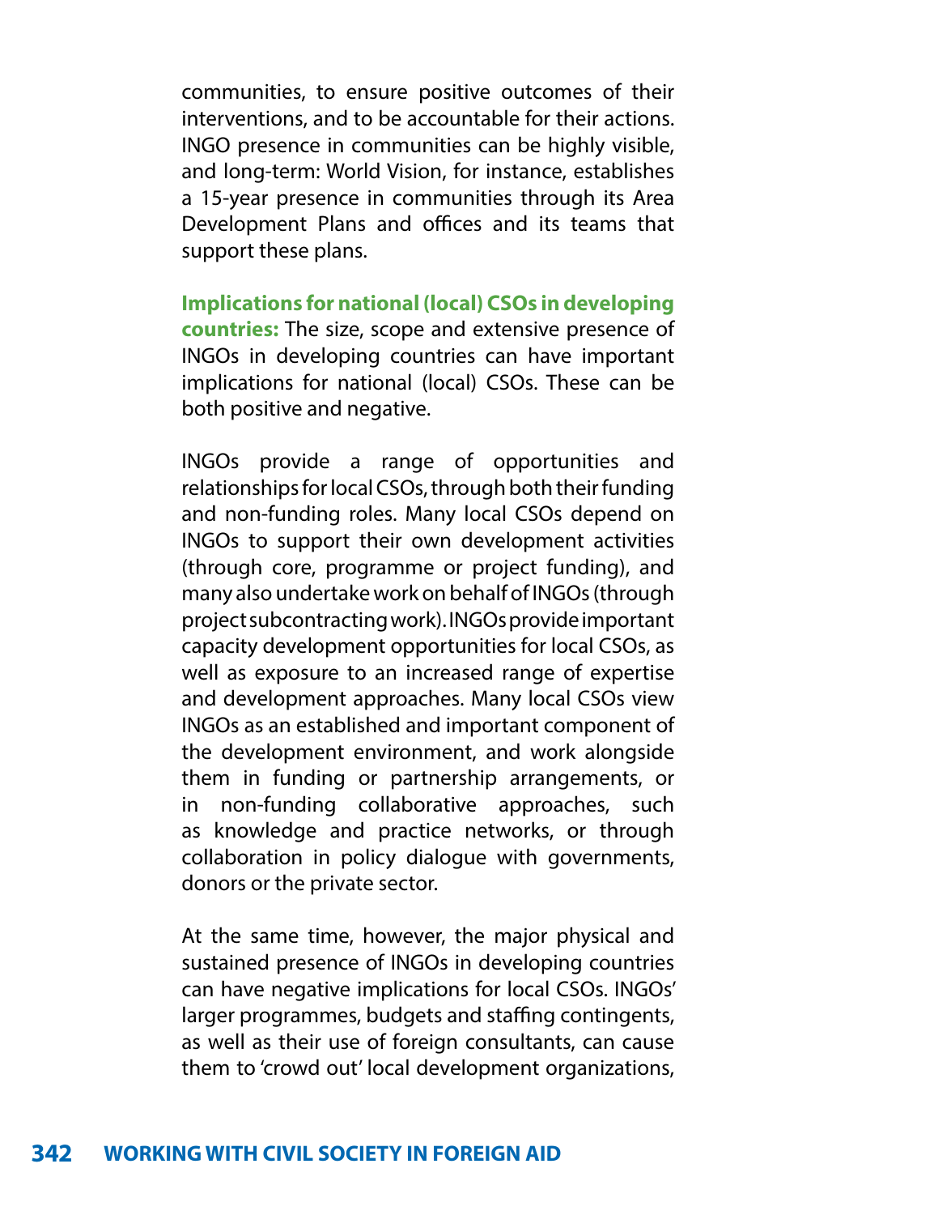communities, to ensure positive outcomes of their interventions, and to be accountable for their actions. INGO presence in communities can be highly visible, and long-term: World Vision, for instance, establishes a 15-year presence in communities through its Area Development Plans and offices and its teams that support these plans.

**Implications for national (local) CSOs in developing countries:** The size, scope and extensive presence of INGOs in developing countries can have important implications for national (local) CSOs. These can be both positive and negative.

INGOs provide a range of opportunities and relationships for local CSOs, through both their funding and non-funding roles. Many local CSOs depend on INGOs to support their own development activities (through core, programme or project funding), and many also undertake work on behalf of INGOs (through project subcontracting work). INGOs provide important capacity development opportunities for local CSOs, as well as exposure to an increased range of expertise and development approaches. Many local CSOs view INGOs as an established and important component of the development environment, and work alongside them in funding or partnership arrangements, or in non-funding collaborative approaches, such as knowledge and practice networks, or through collaboration in policy dialogue with governments, donors or the private sector.

At the same time, however, the major physical and sustained presence of INGOs in developing countries can have negative implications for local CSOs. INGOs' larger programmes, budgets and staffing contingents, as well as their use of foreign consultants, can cause them to 'crowd out' local development organizations,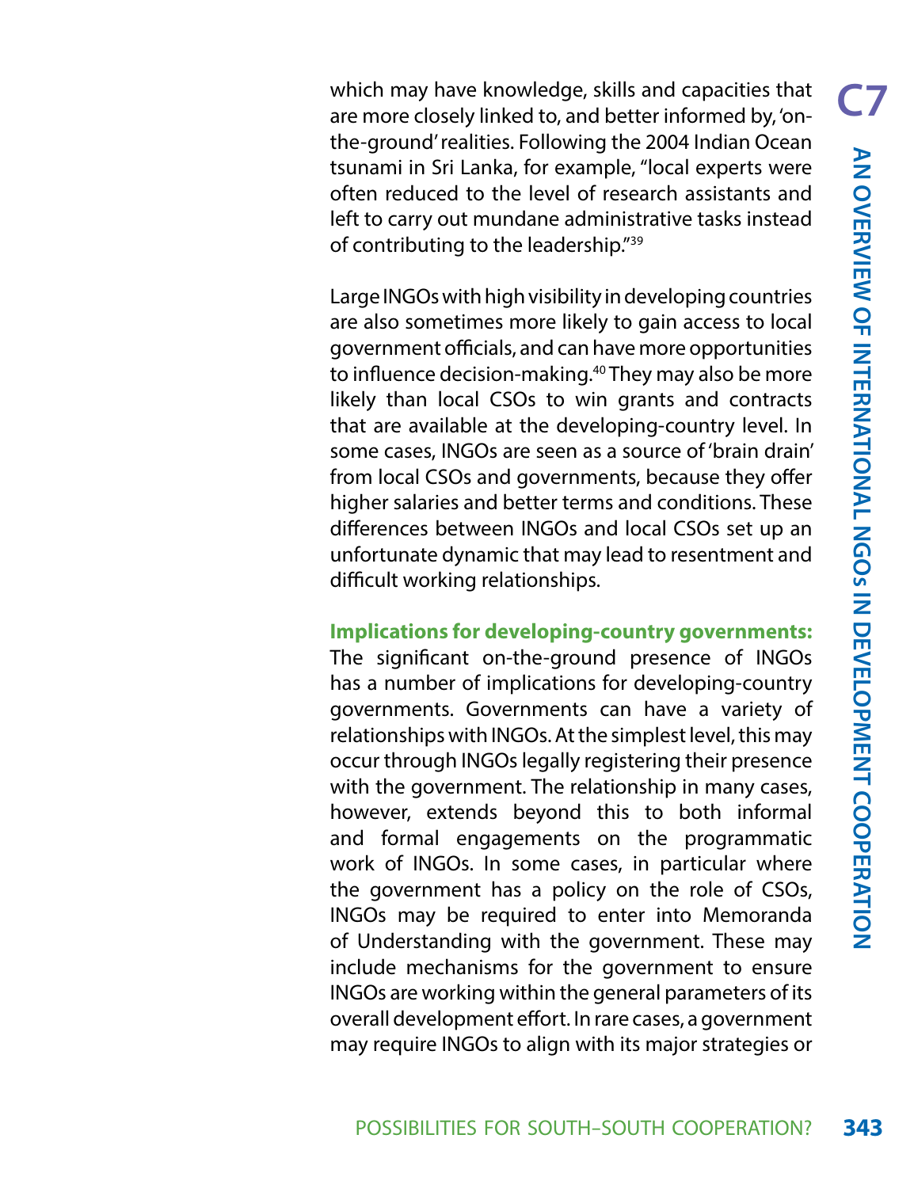which may have knowledge, skills and capacities that are more closely linked to, and better informed by, 'on-the-ground' realities. Following the 2004 Indian Ocean tsunami in Sri Lanka, for example, "local experts were often reduced to the level of research assistants and left to carry out mundane administrative tasks instead of contributing to the leadership."[39]

Large INGOs with high visibility in developing countries are also sometimes more likely to gain access to local government officials, and can have more opportunities to influence decision-making.[40] They may also be more likely than local CSOs to win grants and contracts that are available at the developing-country level. In some cases, INGOs are seen as a source of 'brain drain' from local CSOs and governments, because they offer higher salaries and better terms and conditions. These differences between INGOs and local CSOs set up an unfortunate dynamic that may lead to resentment and difficult working relationships.

**Implications for developing-country governments:** The significant on-the-ground presence of INGOs has a number of implications for developing-country governments. Governments can have a variety of relationships with INGOs. At the simplest level, this may occur through INGOs legally registering their presence with the government. The relationship in many cases, however, extends beyond this to both informal and formal engagements on the programmatic work of INGOs. In some cases, in particular where the government has a policy on the role of CSOs, INGOs may be required to enter into Memoranda of Understanding with the government. These may include mechanisms for the government to ensure INGOs are working within the general parameters of its overall development effort. In rare cases, a government may require INGOs to align with its major strategies or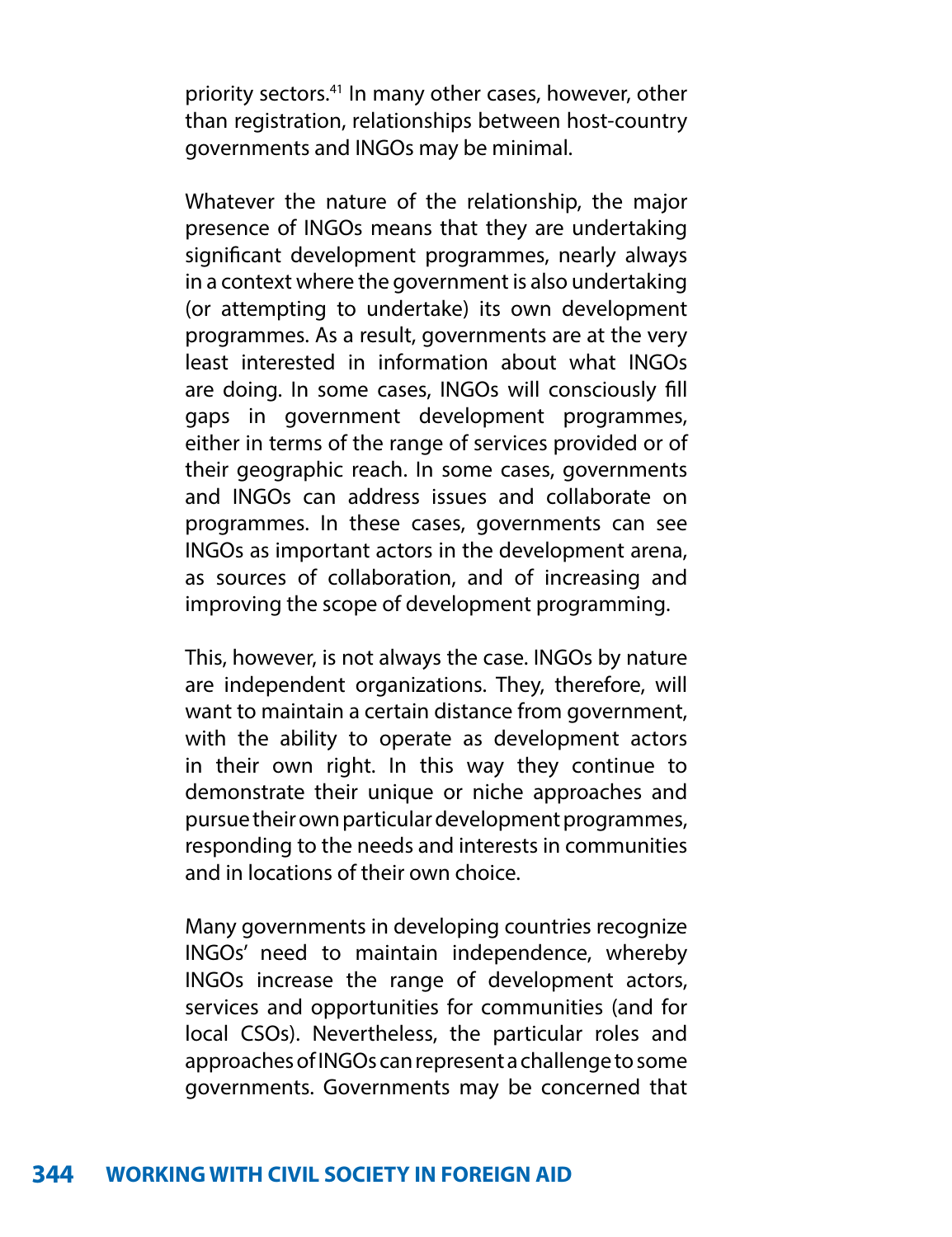priority sectors.[41] In many other cases, however, other than registration, relationships between host-country governments and INGOs may be minimal.

Whatever the nature of the relationship, the major presence of INGOs means that they are undertaking significant development programmes, nearly always in a context where the government is also undertaking (or attempting to undertake) its own development programmes. As a result, governments are at the very least interested in information about what INGOs are doing. In some cases, INGOs will consciously fill gaps in government development programmes, either in terms of the range of services provided or of their geographic reach. In some cases, governments and INGOs can address issues and collaborate on programmes. In these cases, governments can see INGOs as important actors in the development arena, as sources of collaboration, and of increasing and improving the scope of development programming.

This, however, is not always the case. INGOs by nature are independent organizations. They, therefore, will want to maintain a certain distance from government, with the ability to operate as development actors in their own right. In this way they continue to demonstrate their unique or niche approaches and pursue their own particular development programmes, responding to the needs and interests in communities and in locations of their own choice.

Many governments in developing countries recognize INGOs' need to maintain independence, whereby INGOs increase the range of development actors, services and opportunities for communities (and for local CSOs). Nevertheless, the particular roles and approaches of INGOs can represent a challenge to some governments. Governments may be concerned that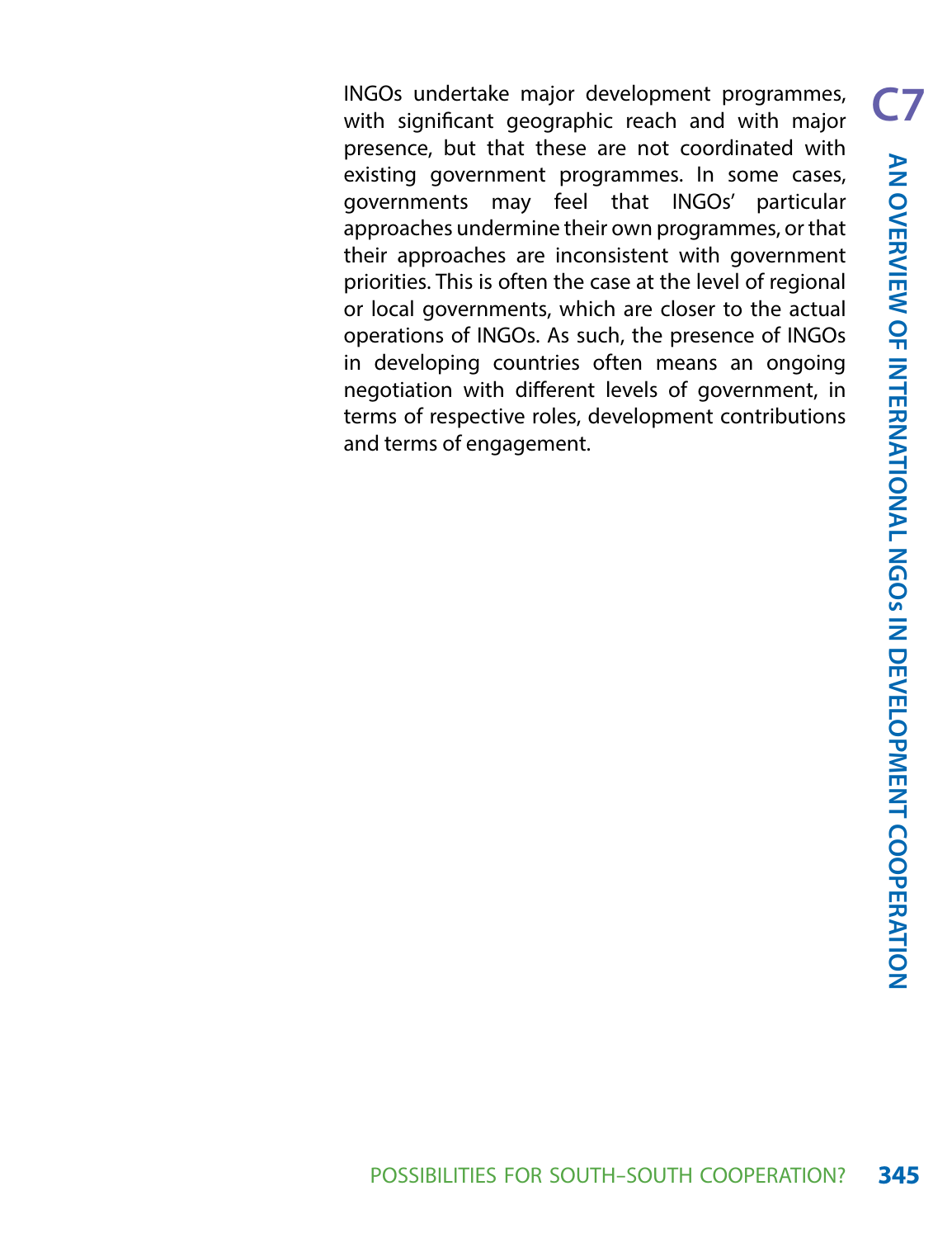INGOs undertake major development programmes, with significant geographic reach and with major presence, but that these are not coordinated with existing government programmes. In some cases, governments may feel that INGOs' particular approaches undermine their own programmes, or that their approaches are inconsistent with government priorities. This is often the case at the level of regional or local governments, which are closer to the actual operations of INGOs. As such, the presence of INGOs in developing countries often means an ongoing negotiation with different levels of government, in terms of respective roles, development contributions and terms of engagement.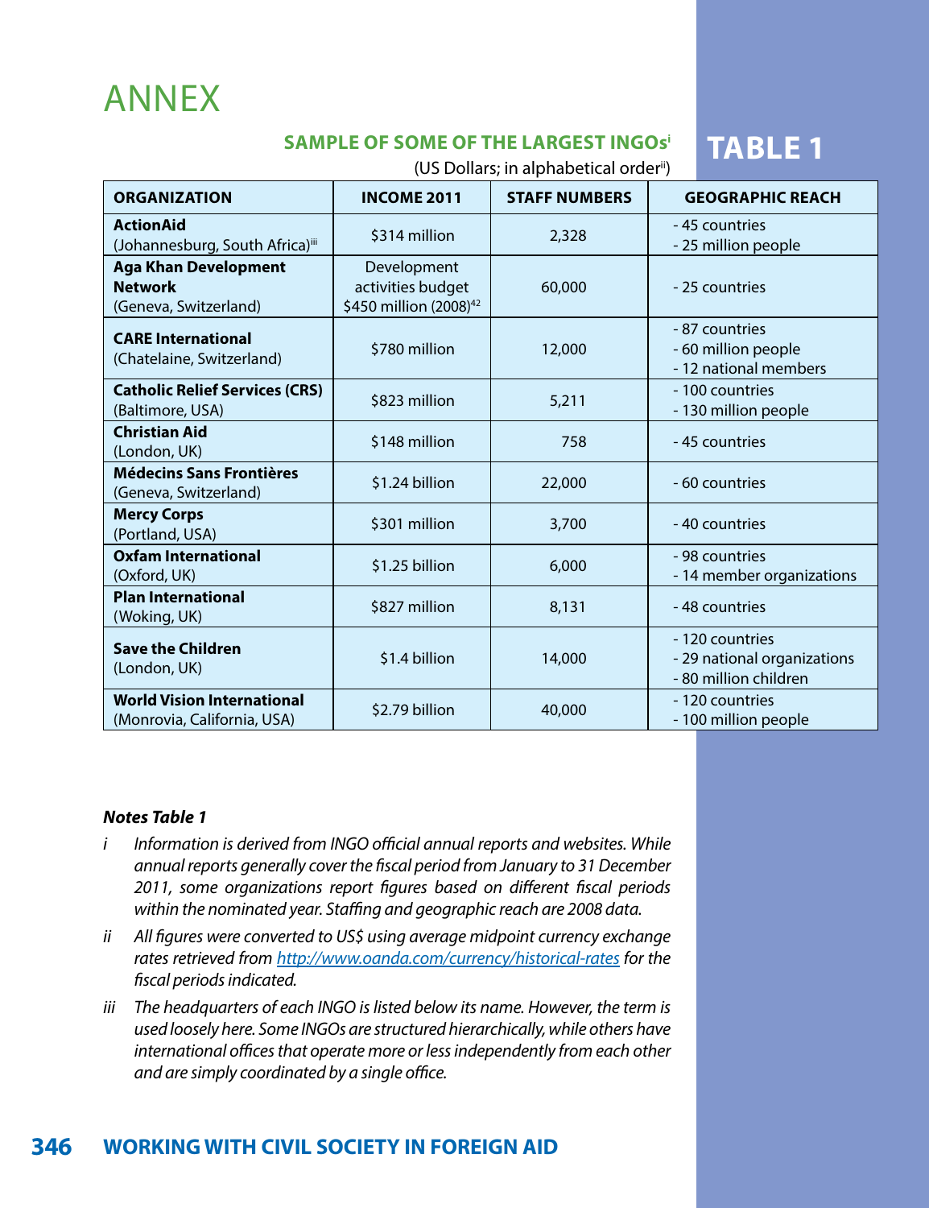# ANNEX

## TABLE 1

### SAMPLE OF SOME OF THE LARGEST INGOs[i]

(US Dollars; in alphabetical order[ii])

| ORGANIZATION | INCOME 2011 | STAFF NUMBERS | GEOGRAPHIC REACH |
|---|---|---|---|
| **ActionAid** (Johannesburg, South Africa)[iii] | $314 million | 2,328 | - 45 countries<br>- 25 million people |
| **Aga Khan Development Network** (Geneva, Switzerland) | Development activities budget $450 million (2008)[42] | 60,000 | - 25 countries |
| **CARE International** (Chatelaine, Switzerland) | $780 million | 12,000 | - 87 countries<br>- 60 million people<br>- 12 national members |
| **Catholic Relief Services (CRS)** (Baltimore, USA) | $823 million | 5,211 | - 100 countries<br>- 130 million people |
| **Christian Aid** (London, UK) | $148 million | 758 | - 45 countries |
| **Médecins Sans Frontières** (Geneva, Switzerland) | $1.24 billion | 22,000 | - 60 countries |
| **Mercy Corps** (Portland, USA) | $301 million | 3,700 | - 40 countries |
| **Oxfam International** (Oxford, UK) | $1.25 billion | 6,000 | - 98 countries<br>- 14 member organizations |
| **Plan International** (Woking, UK) | $827 million | 8,131 | - 48 countries |
| **Save the Children** (London, UK) | $1.4 billion | 14,000 | - 120 countries<br>- 29 national organizations<br>- 80 million children |
| **World Vision International** (Monrovia, California, USA) | $2.79 billion | 40,000 | - 120 countries<br>- 100 million people |

***Notes Table 1***

*i* *Information is derived from INGO official annual reports and websites. While annual reports generally cover the fiscal period from January to 31 December 2011, some organizations report figures based on different fiscal periods within the nominated year. Staffing and geographic reach are 2008 data.*

*ii* *All figures were converted to US$ using average midpoint currency exchange rates retrieved from http://www.oanda.com/currency/historical-rates for the fiscal periods indicated.*

*iii* *The headquarters of each INGO is listed below its name. However, the term is used loosely here. Some INGOs are structured hierarchically, while others have international offices that operate more or less independently from each other and are simply coordinated by a single office.*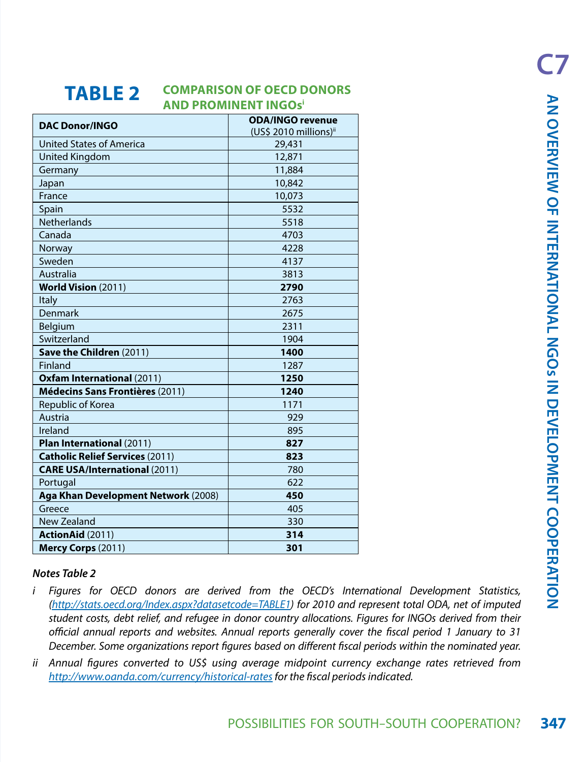## TABLE 2 COMPARISON OF OECD DONORS AND PROMINENT INGOs[i]

| DAC Donor/INGO | ODA/INGO revenue (US$ 2010 millions)[ii] |
|---|---|
| United States of America | 29,431 |
| United Kingdom | 12,871 |
| Germany | 11,884 |
| Japan | 10,842 |
| France | 10,073 |
| Spain | 5532 |
| Netherlands | 5518 |
| Canada | 4703 |
| Norway | 4228 |
| Sweden | 4137 |
| Australia | 3813 |
| **World Vision** (2011) | **2790** |
| Italy | 2763 |
| Denmark | 2675 |
| Belgium | 2311 |
| Switzerland | 1904 |
| **Save the Children** (2011) | **1400** |
| Finland | 1287 |
| **Oxfam International** (2011) | **1250** |
| **Médecins Sans Frontières** (2011) | **1240** |
| Republic of Korea | 1171 |
| Austria | 929 |
| Ireland | 895 |
| **Plan International** (2011) | **827** |
| **Catholic Relief Services** (2011) | **823** |
| **CARE USA/International** (2011) | 780 |
| Portugal | 622 |
| **Aga Khan Development Network** (2008) | **450** |
| Greece | 405 |
| New Zealand | 330 |
| **ActionAid** (2011) | **314** |
| **Mercy Corps** (2011) | **301** |

*Notes Table 2*

*i Figures for OECD donors are derived from the OECD's International Development Statistics, (http://stats.oecd.org/Index.aspx?datasetcode=TABLE1) for 2010 and represent total ODA, net of imputed student costs, debt relief, and refugee in donor country allocations. Figures for INGOs derived from their official annual reports and websites. Annual reports generally cover the fiscal period 1 January to 31 December. Some organizations report figures based on different fiscal periods within the nominated year.*

*ii Annual figures converted to US$ using average midpoint currency exchange rates retrieved from http://www.oanda.com/currency/historical-rates for the fiscal periods indicated.*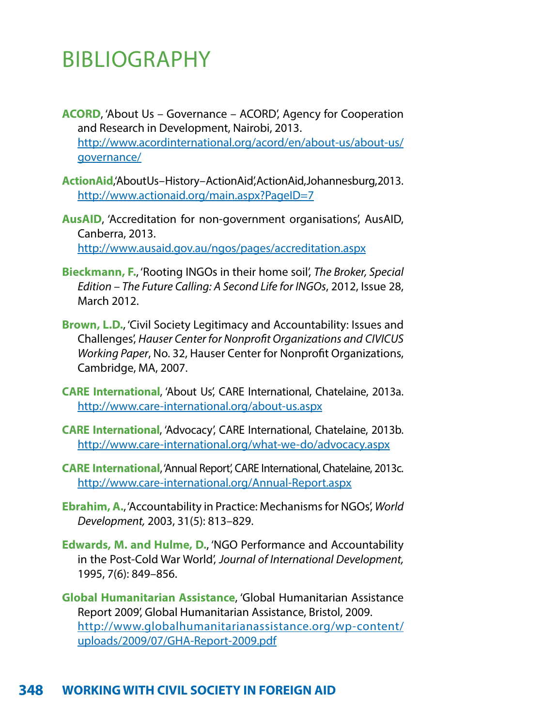# BIBLIOGRAPHY

**ACORD**, 'About Us – Governance – ACORD', Agency for Cooperation and Research in Development, Nairobi, 2013. http://www.acordinternational.org/acord/en/about-us/about-us/governance/

**ActionAid**, 'About Us – History – ActionAid', ActionAid, Johannesburg, 2013. http://www.actionaid.org/main.aspx?PageID=7

**AusAID**, 'Accreditation for non-government organisations', AusAID, Canberra, 2013. http://www.ausaid.gov.au/ngos/pages/accreditation.aspx

**Bieckmann, F.**, 'Rooting INGOs in their home soil', *The Broker, Special Edition – The Future Calling: A Second Life for INGOs*, 2012, Issue 28, March 2012.

**Brown, L.D.**, 'Civil Society Legitimacy and Accountability: Issues and Challenges', *Hauser Center for Nonprofit Organizations and CIVICUS Working Paper*, No. 32, Hauser Center for Nonprofit Organizations, Cambridge, MA, 2007.

**CARE International**, 'About Us', CARE International, Chatelaine, 2013a. http://www.care-international.org/about-us.aspx

**CARE International**, 'Advocacy', CARE International, Chatelaine, 2013b. http://www.care-international.org/what-we-do/advocacy.aspx

**CARE International**, 'Annual Report', CARE International, Chatelaine, 2013c. http://www.care-international.org/Annual-Report.aspx

**Ebrahim, A.**, 'Accountability in Practice: Mechanisms for NGOs', *World Development,* 2003, 31(5): 813–829.

**Edwards, M. and Hulme, D.**, 'NGO Performance and Accountability in the Post-Cold War World', *Journal of International Development,* 1995, 7(6): 849–856.

**Global Humanitarian Assistance**, 'Global Humanitarian Assistance Report 2009', Global Humanitarian Assistance, Bristol, 2009. http://www.globalhumanitarianassistance.org/wp-content/uploads/2009/07/GHA-Report-2009.pdf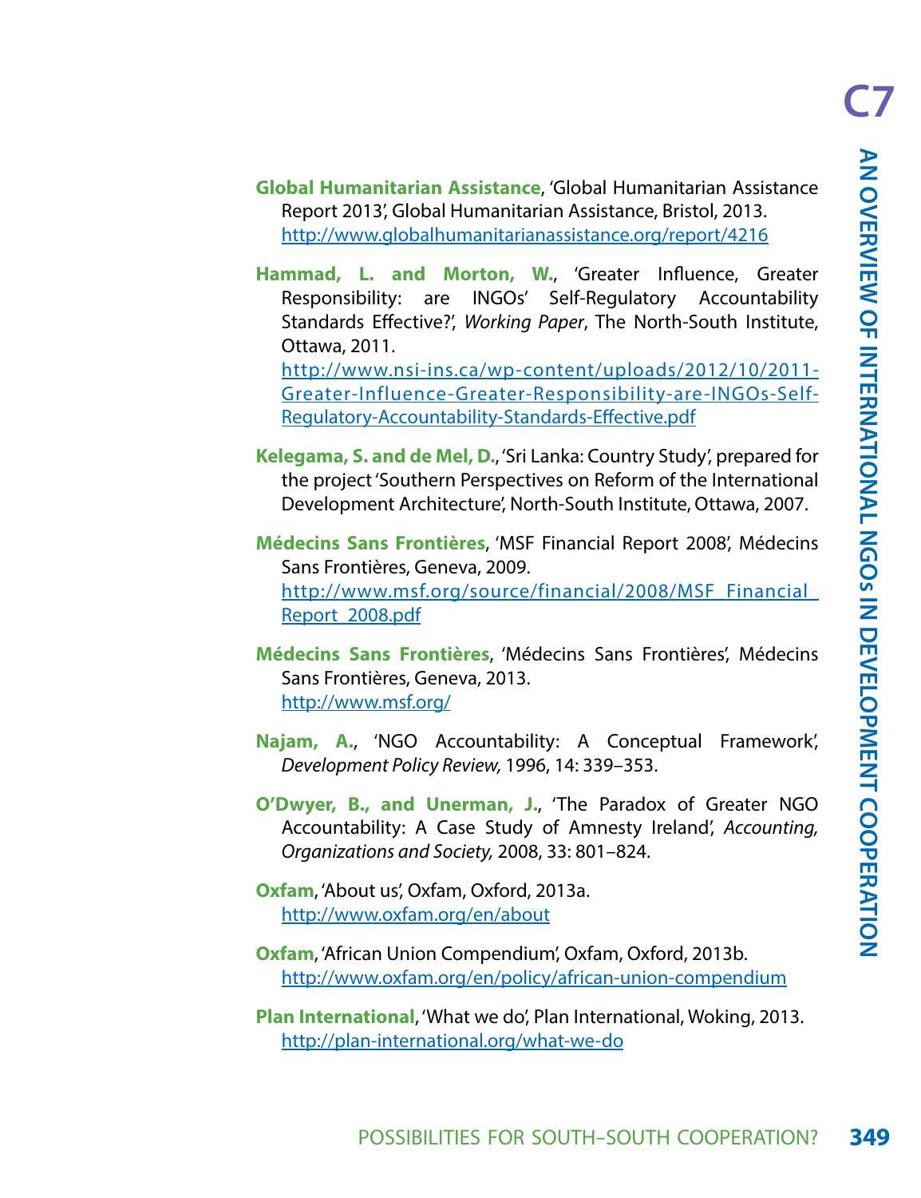**Global Humanitarian Assistance**, 'Global Humanitarian Assistance Report 2013', Global Humanitarian Assistance, Bristol, 2013. http://www.globalhumanitarianassistance.org/report/4216

**Hammad, L. and Morton, W.**, 'Greater Influence, Greater Responsibility: are INGOs' Self-Regulatory Accountability Standards Effective?', *Working Paper*, The North-South Institute, Ottawa, 2011. http://www.nsi-ins.ca/wp-content/uploads/2012/10/2011-Greater-Influence-Greater-Responsibility-are-INGOs-Self-Regulatory-Accountability-Standards-Effective.pdf

**Kelegama, S. and de Mel, D.**, 'Sri Lanka: Country Study', prepared for the project 'Southern Perspectives on Reform of the International Development Architecture', North-South Institute, Ottawa, 2007.

**Médecins Sans Frontières**, 'MSF Financial Report 2008', Médecins Sans Frontières, Geneva, 2009. http://www.msf.org/source/financial/2008/MSF_Financial_Report_2008.pdf

**Médecins Sans Frontières**, 'Médecins Sans Frontières', Médecins Sans Frontières, Geneva, 2013. http://www.msf.org/

**Najam, A.**, 'NGO Accountability: A Conceptual Framework', *Development Policy Review,* 1996, 14: 339–353.

**O'Dwyer, B., and Unerman, J.**, 'The Paradox of Greater NGO Accountability: A Case Study of Amnesty Ireland', *Accounting, Organizations and Society,* 2008, 33: 801–824.

**Oxfam**, 'About us', Oxfam, Oxford, 2013a. http://www.oxfam.org/en/about

**Oxfam**, 'African Union Compendium', Oxfam, Oxford, 2013b. http://www.oxfam.org/en/policy/african-union-compendium

**Plan International**, 'What we do', Plan International, Woking, 2013. http://plan-international.org/what-we-do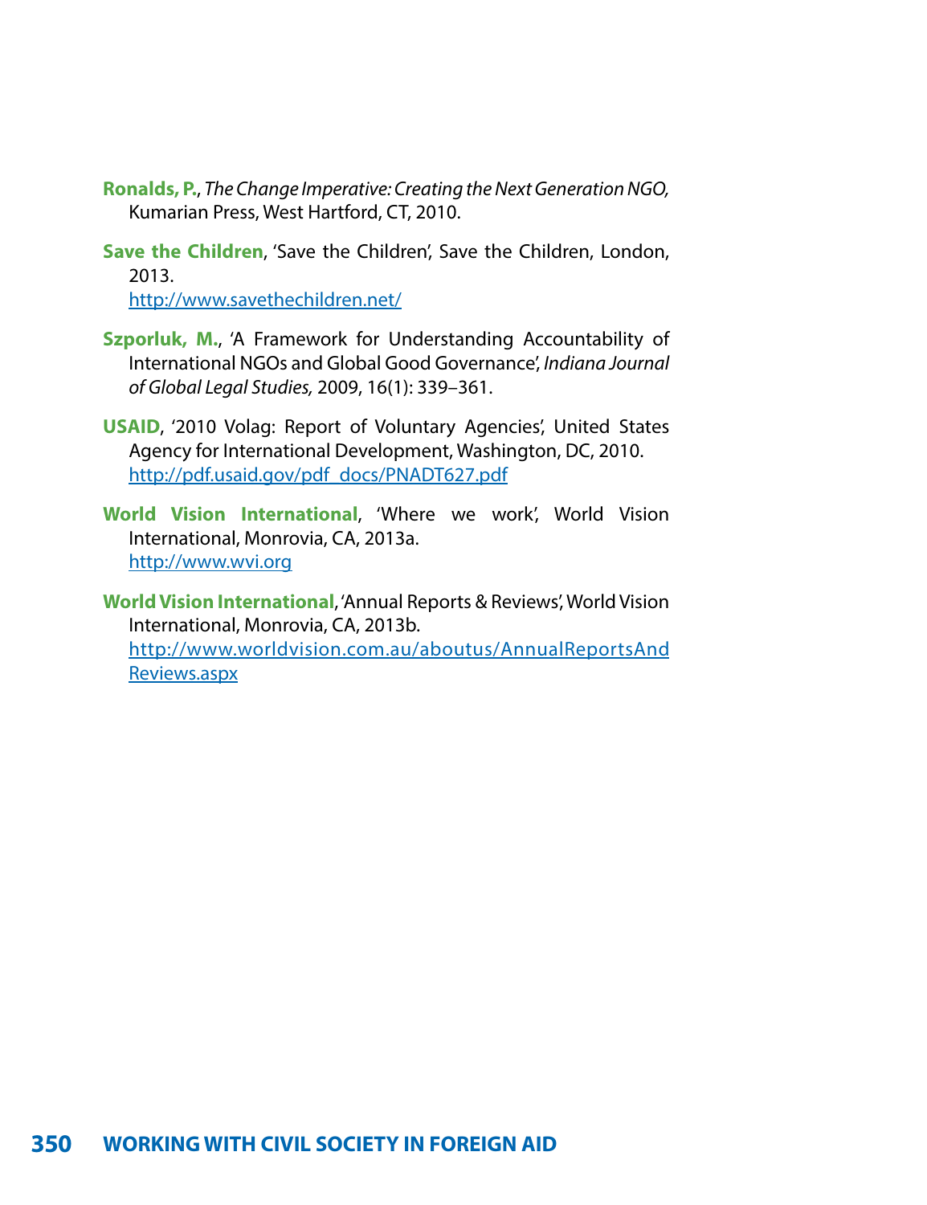**Ronalds, P.**, *The Change Imperative: Creating the Next Generation NGO,* Kumarian Press, West Hartford, CT, 2010.

**Save the Children**, 'Save the Children', Save the Children, London, 2013.
http://www.savethechildren.net/

**Szporluk, M.**, 'A Framework for Understanding Accountability of International NGOs and Global Good Governance', *Indiana Journal of Global Legal Studies,* 2009, 16(1): 339–361.

**USAID**, '2010 Volag: Report of Voluntary Agencies', United States Agency for International Development, Washington, DC, 2010.
http://pdf.usaid.gov/pdf_docs/PNADT627.pdf

**World Vision International**, 'Where we work', World Vision International, Monrovia, CA, 2013a.
http://www.wvi.org

**World Vision International**, 'Annual Reports & Reviews', World Vision International, Monrovia, CA, 2013b.
http://www.worldvision.com.au/aboutus/AnnualReportsAndReviews.aspx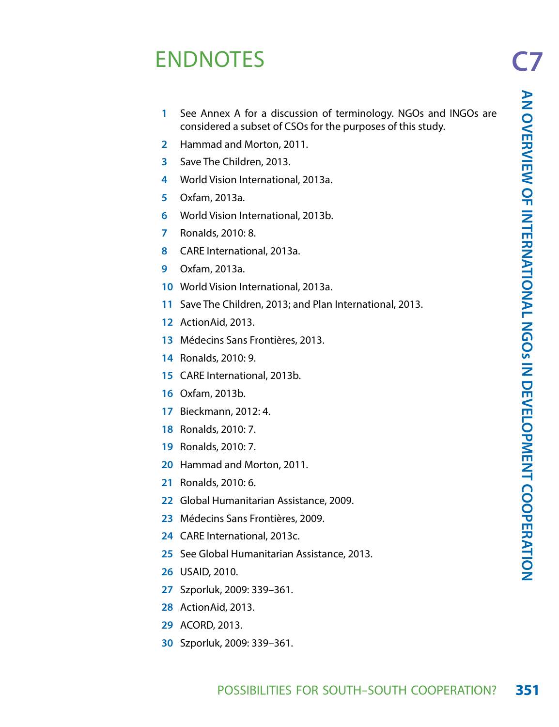# ENDNOTES

1. See Annex A for a discussion of terminology. NGOs and INGOs are considered a subset of CSOs for the purposes of this study.
2. Hammad and Morton, 2011.
3. Save The Children, 2013.
4. World Vision International, 2013a.
5. Oxfam, 2013a.
6. World Vision International, 2013b.
7. Ronalds, 2010: 8.
8. CARE International, 2013a.
9. Oxfam, 2013a.
10. World Vision International, 2013a.
11. Save The Children, 2013; and Plan International, 2013.
12. ActionAid, 2013.
13. Médecins Sans Frontières, 2013.
14. Ronalds, 2010: 9.
15. CARE International, 2013b.
16. Oxfam, 2013b.
17. Bieckmann, 2012: 4.
18. Ronalds, 2010: 7.
19. Ronalds, 2010: 7.
20. Hammad and Morton, 2011.
21. Ronalds, 2010: 6.
22. Global Humanitarian Assistance, 2009.
23. Médecins Sans Frontières, 2009.
24. CARE International, 2013c.
25. See Global Humanitarian Assistance, 2013.
26. USAID, 2010.
27. Szporluk, 2009: 339–361.
28. ActionAid, 2013.
29. ACORD, 2013.
30. Szporluk, 2009: 339–361.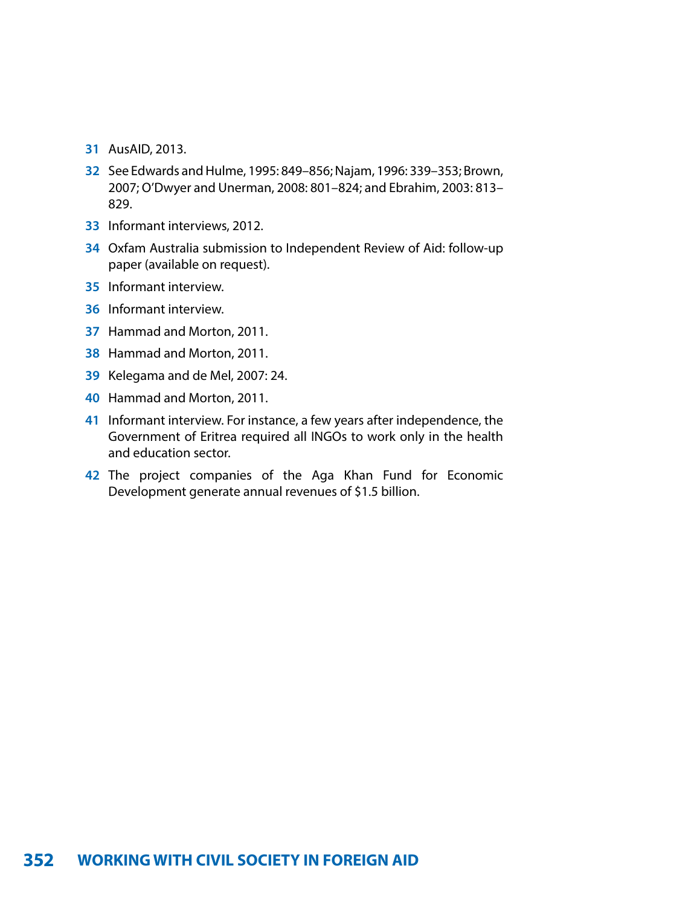31 AusAID, 2013.

32 See Edwards and Hulme, 1995: 849–856; Najam, 1996: 339–353; Brown, 2007; O'Dwyer and Unerman, 2008: 801–824; and Ebrahim, 2003: 813–829.

33 Informant interviews, 2012.

34 Oxfam Australia submission to Independent Review of Aid: follow-up paper (available on request).

35 Informant interview.

36 Informant interview.

37 Hammad and Morton, 2011.

38 Hammad and Morton, 2011.

39 Kelegama and de Mel, 2007: 24.

40 Hammad and Morton, 2011.

41 Informant interview. For instance, a few years after independence, the Government of Eritrea required all INGOs to work only in the health and education sector.

42 The project companies of the Aga Khan Fund for Economic Development generate annual revenues of $1.5 billion.